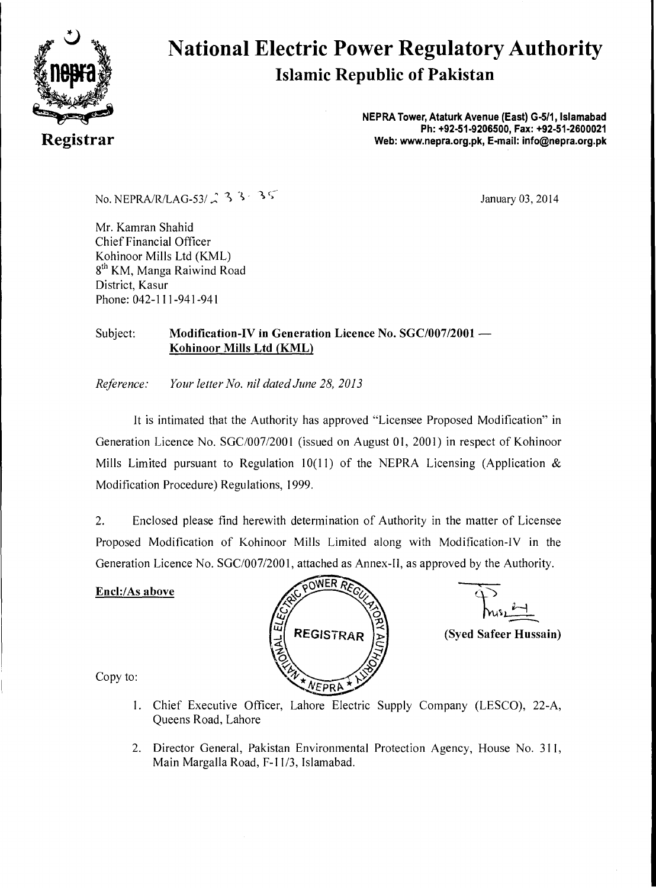# National Electric Power Regulatory Authority

## Islamic Republic of Pakistan

**Registrar**

**NEPRA Tower, Ataturk Avenue (East) G-5/1, Islamabad**
**Ph: +92-51-9206500, Fax: +92-51-2600021**
**Web: www.nepra.org.pk, E-mail: info@nepra.org.pk**

No. NEPRA/R/LAG-53/ 2 3 3 - 3 5

January 03, 2014

Mr. Kamran Shahid
Chief Financial Officer
Kohinoor Mills Ltd (KML)
8th KM, Manga Raiwind Road
District, Kasur
Phone: 042-111-941-941

Subject: **Modification-IV in Generation Licence No. SGC/007/2001 — Kohinoor Mills Ltd (KML)**

*Reference: Your letter No. nil dated June 28, 2013*

It is intimated that the Authority has approved "Licensee Proposed Modification" in Generation Licence No. SGC/007/2001 (issued on August 01, 2001) in respect of Kohinoor Mills Limited pursuant to Regulation 10(11) of the NEPRA Licensing (Application & Modification Procedure) Regulations, 1999.

2. Enclosed please find herewith determination of Authority in the matter of Licensee Proposed Modification of Kohinoor Mills Limited along with Modification-IV in the Generation Licence No. SGC/007/2001, attached as Annex-II, as approved by the Authority.

**Encl:/As above**

(Syed Safeer Hussain)

Copy to:

1. Chief Executive Officer, Lahore Electric Supply Company (LESCO), 22-A, Queens Road, Lahore
2. Director General, Pakistan Environmental Protection Agency, House No. 311, Main Margalla Road, F-11/3, Islamabad.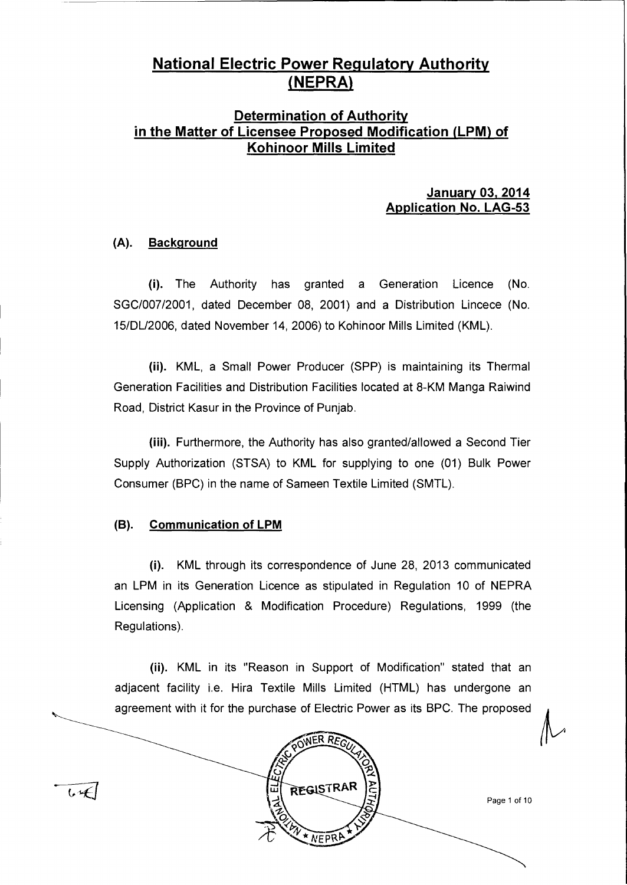# National Electric Power Regulatory Authority (NEPRA)

## Determination of Authority in the Matter of Licensee Proposed Modification (LPM) of Kohinoor Mills Limited

**January 03, 2014**
**Application No. LAG-53**

### (A). Background

**(i).** The Authority has granted a Generation Licence (No. SGC/007/2001, dated December 08, 2001) and a Distribution Lincece (No. 15/DL/2006, dated November 14, 2006) to Kohinoor Mills Limited (KML).

**(ii).** KML, a Small Power Producer (SPP) is maintaining its Thermal Generation Facilities and Distribution Facilities located at 8-KM Manga Raiwind Road, District Kasur in the Province of Punjab.

**(iii).** Furthermore, the Authority has also granted/allowed a Second Tier Supply Authorization (STSA) to KML for supplying to one (01) Bulk Power Consumer (BPC) in the name of Sameen Textile Limited (SMTL).

### (B). Communication of LPM

**(i).** KML through its correspondence of June 28, 2013 communicated an LPM in its Generation Licence as stipulated in Regulation 10 of NEPRA Licensing (Application & Modification Procedure) Regulations, 1999 (the Regulations).

**(ii).** KML in its "Reason in Support of Modification" stated that an adjacent facility i.e. Hira Textile Mills Limited (HTML) has undergone an agreement with it for the purchase of Electric Power as its BPC. The proposed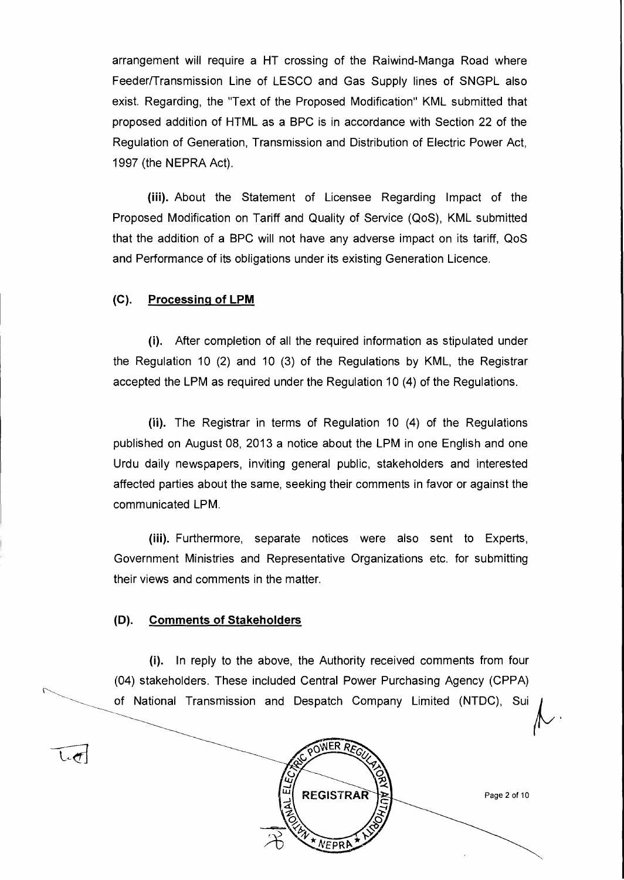arrangement will require a HT crossing of the Raiwind-Manga Road where Feeder/Transmission Line of LESCO and Gas Supply lines of SNGPL also exist. Regarding, the "Text of the Proposed Modification" KML submitted that proposed addition of HTML as a BPC is in accordance with Section 22 of the Regulation of Generation, Transmission and Distribution of Electric Power Act, 1997 (the NEPRA Act).

**(iii).** About the Statement of Licensee Regarding Impact of the Proposed Modification on Tariff and Quality of Service (QoS), KML submitted that the addition of a BPC will not have any adverse impact on its tariff, QoS and Performance of its obligations under its existing Generation Licence.

### (C). Processing of LPM

**(i).** After completion of all the required information as stipulated under the Regulation 10 (2) and 10 (3) of the Regulations by KML, the Registrar accepted the LPM as required under the Regulation 10 (4) of the Regulations.

**(ii).** The Registrar in terms of Regulation 10 (4) of the Regulations published on August 08, 2013 a notice about the LPM in one English and one Urdu daily newspapers, inviting general public, stakeholders and interested affected parties about the same, seeking their comments in favor or against the communicated LPM.

**(iii).** Furthermore, separate notices were also sent to Experts, Government Ministries and Representative Organizations etc. for submitting their views and comments in the matter.

### (D). Comments of Stakeholders

**(i).** In reply to the above, the Authority received comments from four (04) stakeholders. These included Central Power Purchasing Agency (CPPA) of National Transmission and Despatch Company Limited (NTDC), Sui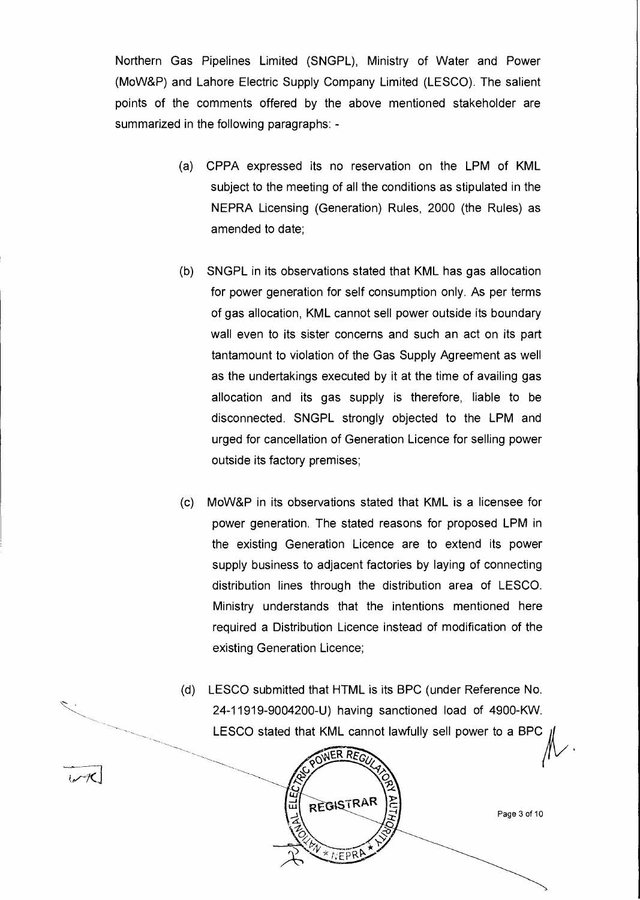Northern Gas Pipelines Limited (SNGPL), Ministry of Water and Power (MoW&P) and Lahore Electric Supply Company Limited (LESCO). The salient points of the comments offered by the above mentioned stakeholder are summarized in the following paragraphs: -

(a) CPPA expressed its no reservation on the LPM of KML subject to the meeting of all the conditions as stipulated in the NEPRA Licensing (Generation) Rules, 2000 (the Rules) as amended to date;

(b) SNGPL in its observations stated that KML has gas allocation for power generation for self consumption only. As per terms of gas allocation, KML cannot sell power outside its boundary wall even to its sister concerns and such an act on its part tantamount to violation of the Gas Supply Agreement as well as the undertakings executed by it at the time of availing gas allocation and its gas supply is therefore, liable to be disconnected. SNGPL strongly objected to the LPM and urged for cancellation of Generation Licence for selling power outside its factory premises;

(c) MoW&P in its observations stated that KML is a licensee for power generation. The stated reasons for proposed LPM in the existing Generation Licence are to extend its power supply business to adjacent factories by laying of connecting distribution lines through the distribution area of LESCO. Ministry understands that the intentions mentioned here required a Distribution Licence instead of modification of the existing Generation Licence;

(d) LESCO submitted that HTML is its BPC (under Reference No. 24-11919-9004200-U) having sanctioned load of 4900-KW. LESCO stated that KML cannot lawfully sell power to a BPC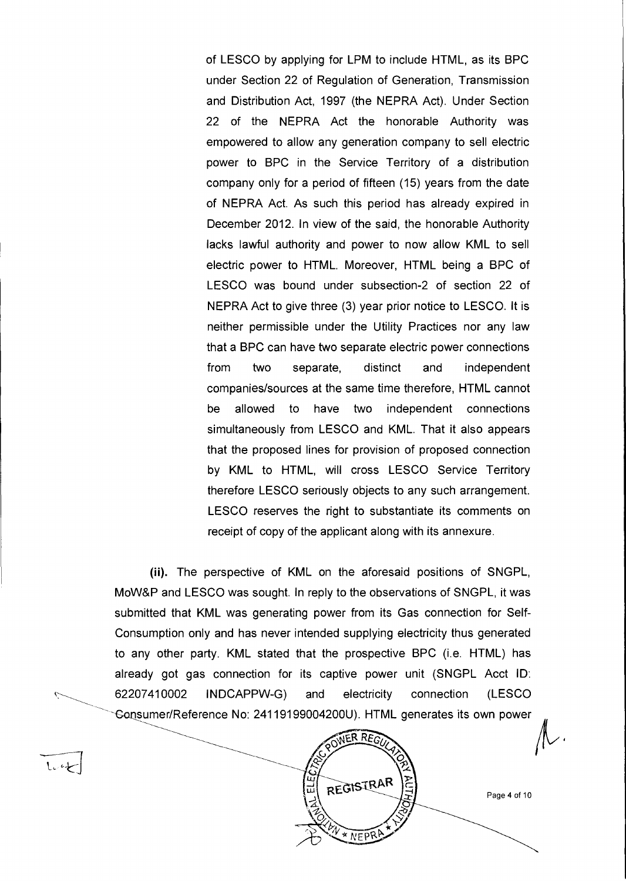of LESCO by applying for LPM to include HTML, as its BPC under Section 22 of Regulation of Generation, Transmission and Distribution Act, 1997 (the NEPRA Act). Under Section 22 of the NEPRA Act the honorable Authority was empowered to allow any generation company to sell electric power to BPC in the Service Territory of a distribution company only for a period of fifteen (15) years from the date of NEPRA Act. As such this period has already expired in December 2012. In view of the said, the honorable Authority lacks lawful authority and power to now allow KML to sell electric power to HTML. Moreover, HTML being a BPC of LESCO was bound under subsection-2 of section 22 of NEPRA Act to give three (3) year prior notice to LESCO. It is neither permissible under the Utility Practices nor any law that a BPC can have two separate electric power connections from two separate, distinct and independent companies/sources at the same time therefore, HTML cannot be allowed to have two independent connections simultaneously from LESCO and KML. That it also appears that the proposed lines for provision of proposed connection by KML to HTML, will cross LESCO Service Territory therefore LESCO seriously objects to any such arrangement. LESCO reserves the right to substantiate its comments on receipt of copy of the applicant along with its annexure.

**(ii).** The perspective of KML on the aforesaid positions of SNGPL, MoW&P and LESCO was sought. In reply to the observations of SNGPL, it was submitted that KML was generating power from its Gas connection for Self-Consumption only and has never intended supplying electricity thus generated to any other party. KML stated that the prospective BPC (i.e. HTML) has already got gas connection for its captive power unit (SNGPL Acct ID: 62207410002 INDCAPPW-G) and electricity connection (LESCO Consumer/Reference No: 24119199004200U). HTML generates its own power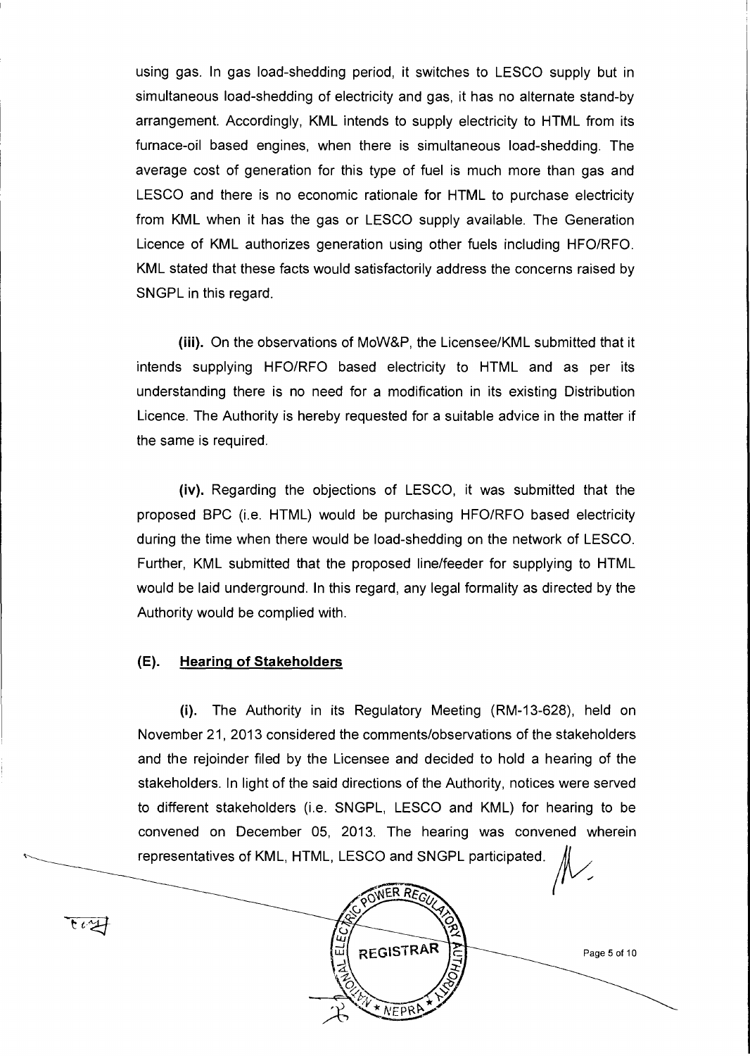using gas. In gas load-shedding period, it switches to LESCO supply but in simultaneous load-shedding of electricity and gas, it has no alternate stand-by arrangement. Accordingly, KML intends to supply electricity to HTML from its furnace-oil based engines, when there is simultaneous load-shedding. The average cost of generation for this type of fuel is much more than gas and LESCO and there is no economic rationale for HTML to purchase electricity from KML when it has the gas or LESCO supply available. The Generation Licence of KML authorizes generation using other fuels including HFO/RFO. KML stated that these facts would satisfactorily address the concerns raised by SNGPL in this regard.

**(iii).** On the observations of MoW&P, the Licensee/KML submitted that it intends supplying HFO/RFO based electricity to HTML and as per its understanding there is no need for a modification in its existing Distribution Licence. The Authority is hereby requested for a suitable advice in the matter if the same is required.

**(iv).** Regarding the objections of LESCO, it was submitted that the proposed BPC (i.e. HTML) would be purchasing HFO/RFO based electricity during the time when there would be load-shedding on the network of LESCO. Further, KML submitted that the proposed line/feeder for supplying to HTML would be laid underground. In this regard, any legal formality as directed by the Authority would be complied with.

### (E). Hearing of Stakeholders

**(i).** The Authority in its Regulatory Meeting (RM-13-628), held on November 21, 2013 considered the comments/observations of the stakeholders and the rejoinder filed by the Licensee and decided to hold a hearing of the stakeholders. In light of the said directions of the Authority, notices were served to different stakeholders (i.e. SNGPL, LESCO and KML) for hearing to be convened on December 05, 2013. The hearing was convened wherein representatives of KML, HTML, LESCO and SNGPL participated.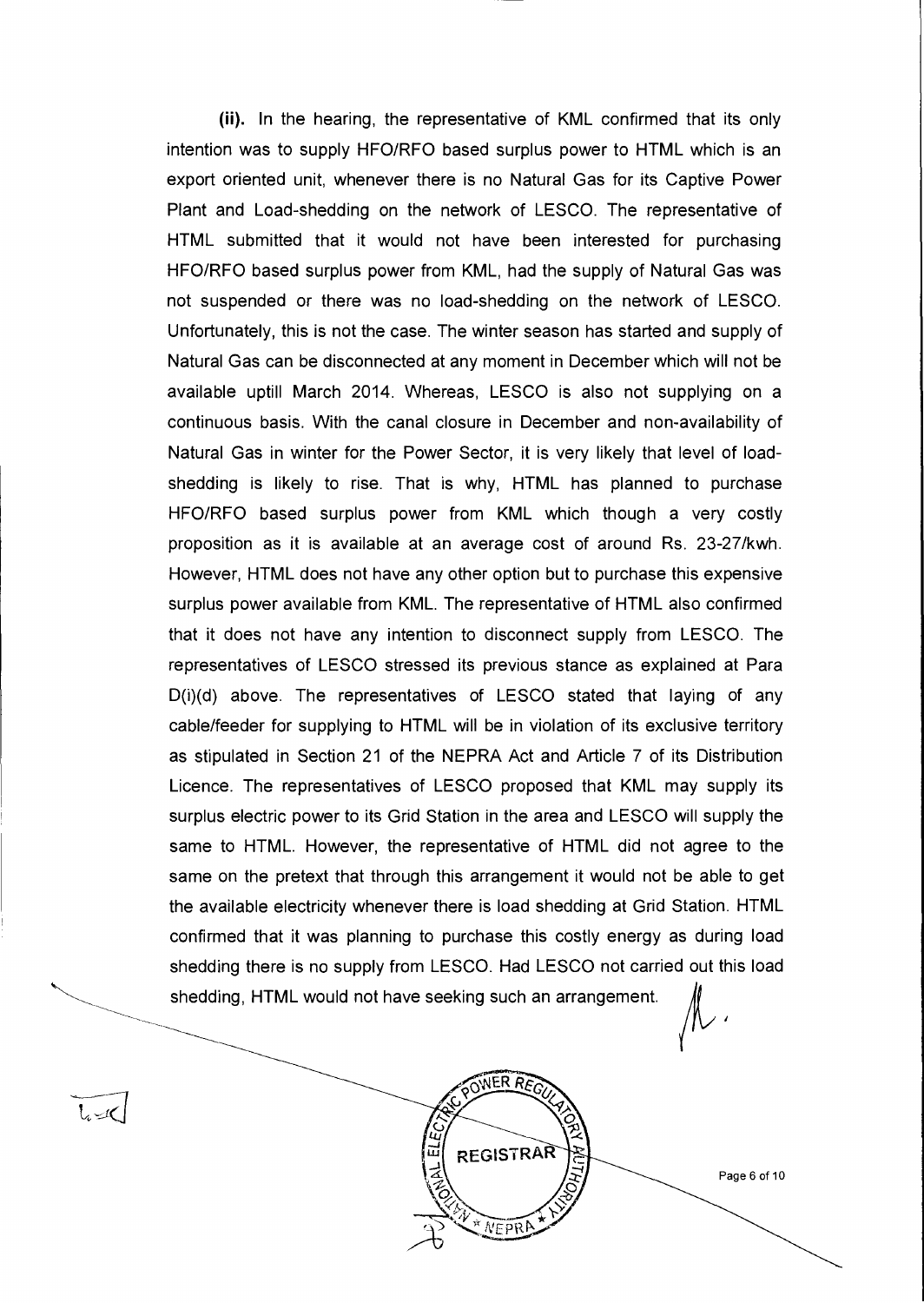**(ii).** In the hearing, the representative of KML confirmed that its only intention was to supply HFO/RFO based surplus power to HTML which is an export oriented unit, whenever there is no Natural Gas for its Captive Power Plant and Load-shedding on the network of LESCO. The representative of HTML submitted that it would not have been interested for purchasing HFO/RFO based surplus power from KML, had the supply of Natural Gas was not suspended or there was no load-shedding on the network of LESCO. Unfortunately, this is not the case. The winter season has started and supply of Natural Gas can be disconnected at any moment in December which will not be available uptill March 2014. Whereas, LESCO is also not supplying on a continuous basis. With the canal closure in December and non-availability of Natural Gas in winter for the Power Sector, it is very likely that level of load-shedding is likely to rise. That is why, HTML has planned to purchase HFO/RFO based surplus power from KML which though a very costly proposition as it is available at an average cost of around Rs. 23-27/kwh. However, HTML does not have any other option but to purchase this expensive surplus power available from KML. The representative of HTML also confirmed that it does not have any intention to disconnect supply from LESCO. The representatives of LESCO stressed its previous stance as explained at Para D(i)(d) above. The representatives of LESCO stated that laying of any cable/feeder for supplying to HTML will be in violation of its exclusive territory as stipulated in Section 21 of the NEPRA Act and Article 7 of its Distribution Licence. The representatives of LESCO proposed that KML may supply its surplus electric power to its Grid Station in the area and LESCO will supply the same to HTML. However, the representative of HTML did not agree to the same on the pretext that through this arrangement it would not be able to get the available electricity whenever there is load shedding at Grid Station. HTML confirmed that it was planning to purchase this costly energy as during load shedding there is no supply from LESCO. Had LESCO not carried out this load shedding, HTML would not have seeking such an arrangement.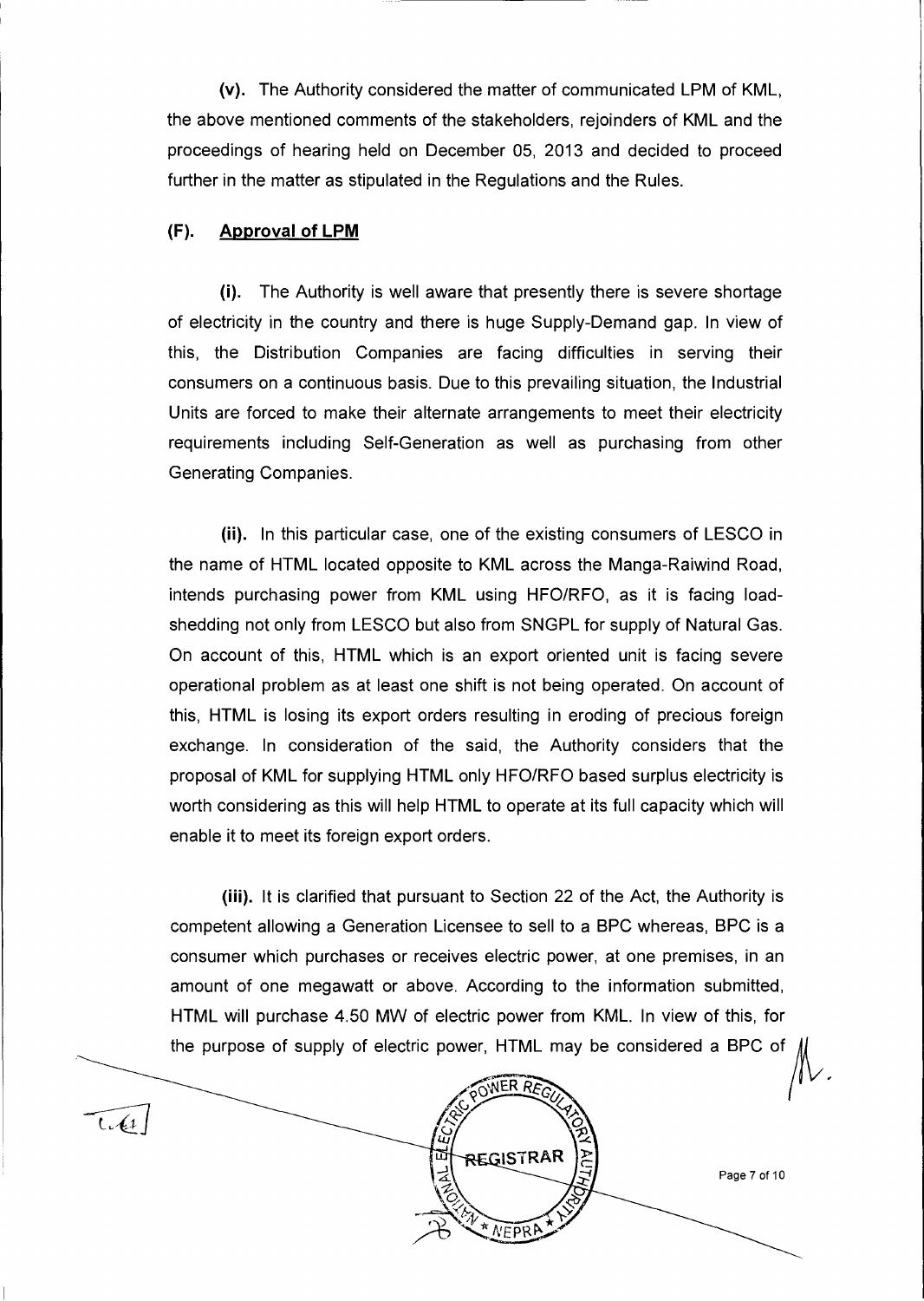(v). The Authority considered the matter of communicated LPM of KML, the above mentioned comments of the stakeholders, rejoinders of KML and the proceedings of hearing held on December 05, 2013 and decided to proceed further in the matter as stipulated in the Regulations and the Rules.

## (F). Approval of LPM

(i). The Authority is well aware that presently there is severe shortage of electricity in the country and there is huge Supply-Demand gap. In view of this, the Distribution Companies are facing difficulties in serving their consumers on a continuous basis. Due to this prevailing situation, the Industrial Units are forced to make their alternate arrangements to meet their electricity requirements including Self-Generation as well as purchasing from other Generating Companies.

(ii). In this particular case, one of the existing consumers of LESCO in the name of HTML located opposite to KML across the Manga-Raiwind Road, intends purchasing power from KML using HFO/RFO, as it is facing load-shedding not only from LESCO but also from SNGPL for supply of Natural Gas. On account of this, HTML which is an export oriented unit is facing severe operational problem as at least one shift is not being operated. On account of this, HTML is losing its export orders resulting in eroding of precious foreign exchange. In consideration of the said, the Authority considers that the proposal of KML for supplying HTML only HFO/RFO based surplus electricity is worth considering as this will help HTML to operate at its full capacity which will enable it to meet its foreign export orders.

(iii). It is clarified that pursuant to Section 22 of the Act, the Authority is competent allowing a Generation Licensee to sell to a BPC whereas, BPC is a consumer which purchases or receives electric power, at one premises, in an amount of one megawatt or above. According to the information submitted, HTML will purchase 4.50 MW of electric power from KML. In view of this, for the purpose of supply of electric power, HTML may be considered a BPC of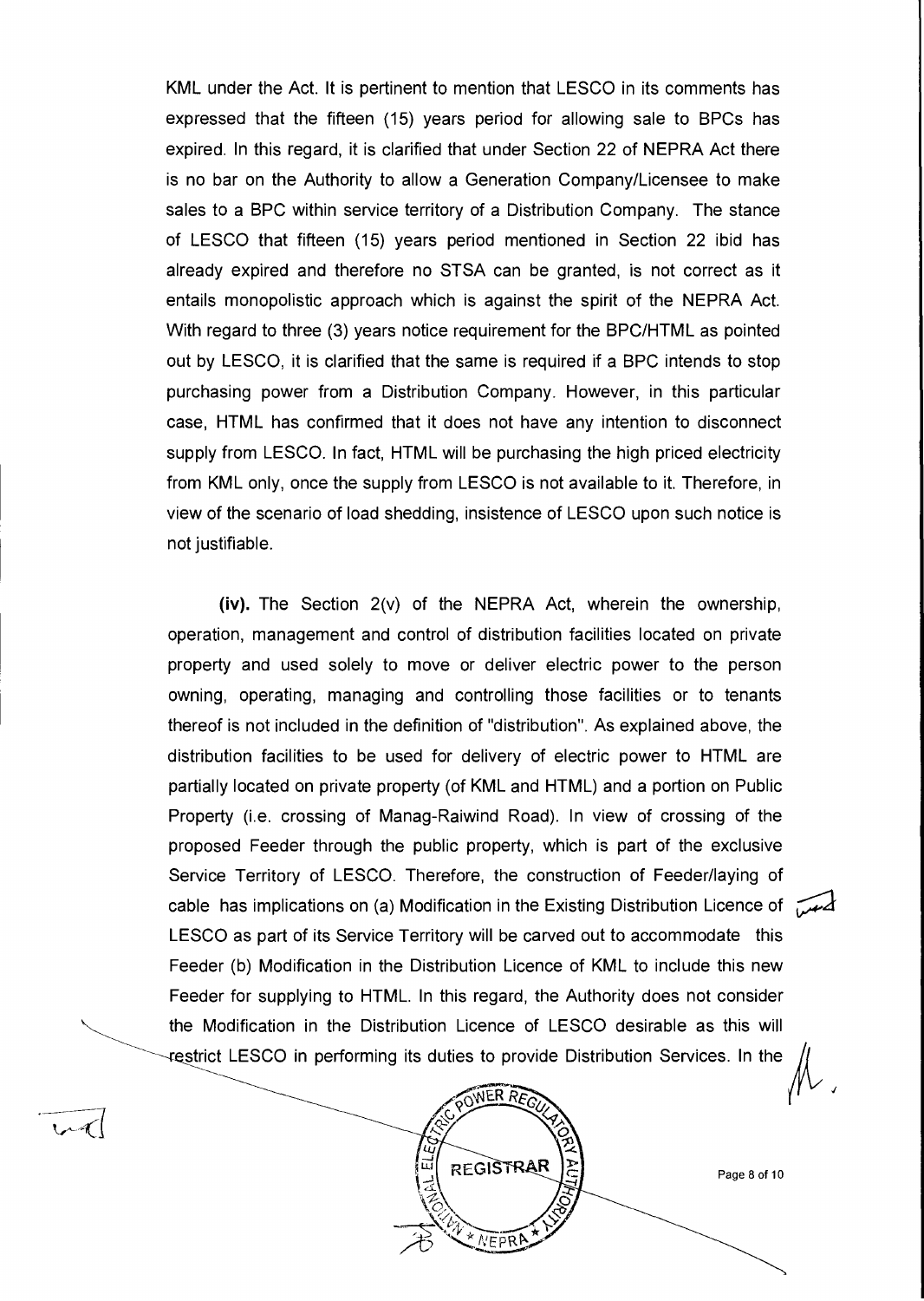KML under the Act. It is pertinent to mention that LESCO in its comments has expressed that the fifteen (15) years period for allowing sale to BPCs has expired. In this regard, it is clarified that under Section 22 of NEPRA Act there is no bar on the Authority to allow a Generation Company/Licensee to make sales to a BPC within service territory of a Distribution Company. The stance of LESCO that fifteen (15) years period mentioned in Section 22 ibid has already expired and therefore no STSA can be granted, is not correct as it entails monopolistic approach which is against the spirit of the NEPRA Act. With regard to three (3) years notice requirement for the BPC/HTML as pointed out by LESCO, it is clarified that the same is required if a BPC intends to stop purchasing power from a Distribution Company. However, in this particular case, HTML has confirmed that it does not have any intention to disconnect supply from LESCO. In fact, HTML will be purchasing the high priced electricity from KML only, once the supply from LESCO is not available to it. Therefore, in view of the scenario of load shedding, insistence of LESCO upon such notice is not justifiable.

**(iv).** The Section 2(v) of the NEPRA Act, wherein the ownership, operation, management and control of distribution facilities located on private property and used solely to move or deliver electric power to the person owning, operating, managing and controlling those facilities or to tenants thereof is not included in the definition of "distribution". As explained above, the distribution facilities to be used for delivery of electric power to HTML are partially located on private property (of KML and HTML) and a portion on Public Property (i.e. crossing of Manag-Raiwind Road). In view of crossing of the proposed Feeder through the public property, which is part of the exclusive Service Territory of LESCO. Therefore, the construction of Feeder/laying of cable has implications on (a) Modification in the Existing Distribution Licence of LESCO as part of its Service Territory will be carved out to accommodate this Feeder (b) Modification in the Distribution Licence of KML to include this new Feeder for supplying to HTML. In this regard, the Authority does not consider the Modification in the Distribution Licence of LESCO desirable as this will restrict LESCO in performing its duties to provide Distribution Services. In the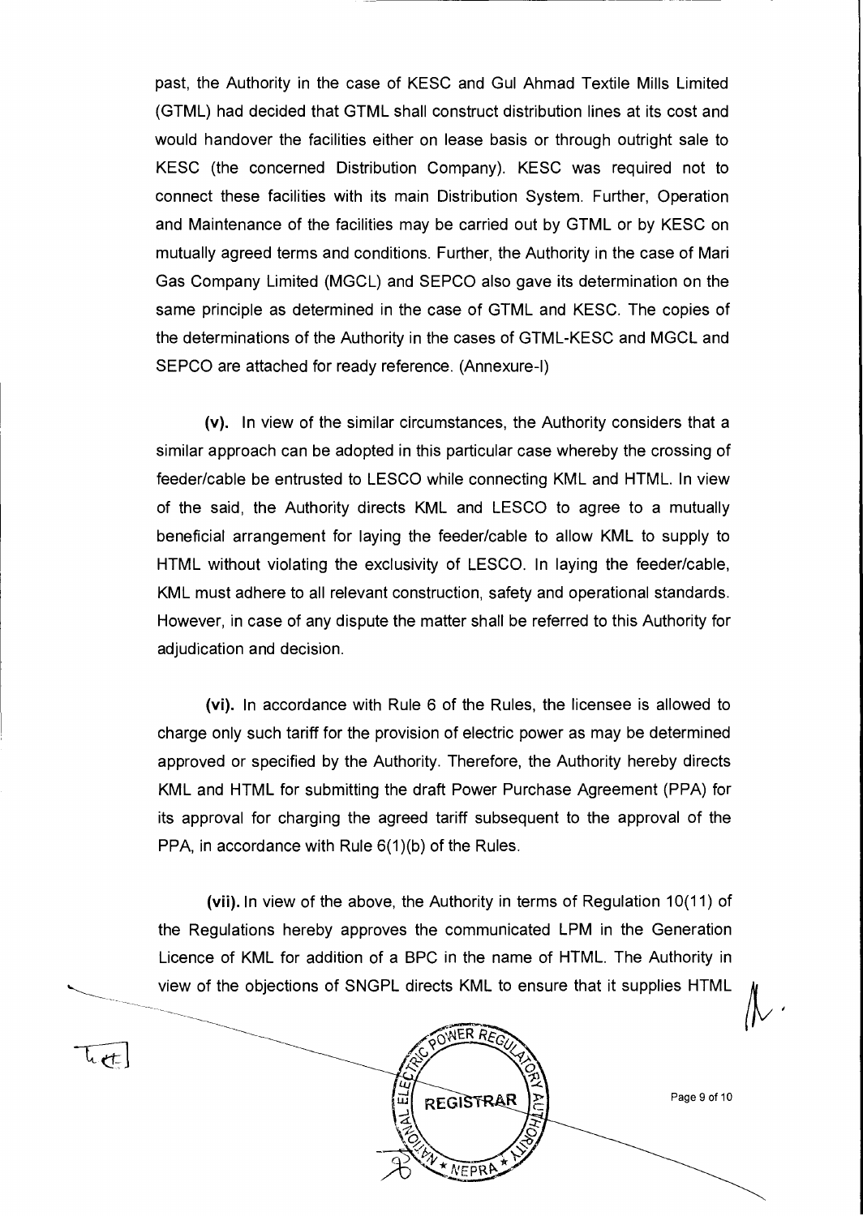past, the Authority in the case of KESC and Gul Ahmad Textile Mills Limited (GTML) had decided that GTML shall construct distribution lines at its cost and would handover the facilities either on lease basis or through outright sale to KESC (the concerned Distribution Company). KESC was required not to connect these facilities with its main Distribution System. Further, Operation and Maintenance of the facilities may be carried out by GTML or by KESC on mutually agreed terms and conditions. Further, the Authority in the case of Mari Gas Company Limited (MGCL) and SEPCO also gave its determination on the same principle as determined in the case of GTML and KESC. The copies of the determinations of the Authority in the cases of GTML-KESC and MGCL and SEPCO are attached for ready reference. (Annexure-I)

**(v).** In view of the similar circumstances, the Authority considers that a similar approach can be adopted in this particular case whereby the crossing of feeder/cable be entrusted to LESCO while connecting KML and HTML. In view of the said, the Authority directs KML and LESCO to agree to a mutually beneficial arrangement for laying the feeder/cable to allow KML to supply to HTML without violating the exclusivity of LESCO. In laying the feeder/cable, KML must adhere to all relevant construction, safety and operational standards. However, in case of any dispute the matter shall be referred to this Authority for adjudication and decision.

**(vi).** In accordance with Rule 6 of the Rules, the licensee is allowed to charge only such tariff for the provision of electric power as may be determined approved or specified by the Authority. Therefore, the Authority hereby directs KML and HTML for submitting the draft Power Purchase Agreement (PPA) for its approval for charging the agreed tariff subsequent to the approval of the PPA, in accordance with Rule 6(1)(b) of the Rules.

**(vii).** In view of the above, the Authority in terms of Regulation 10(11) of the Regulations hereby approves the communicated LPM in the Generation Licence of KML for addition of a BPC in the name of HTML. The Authority in view of the objections of SNGPL directs KML to ensure that it supplies HTML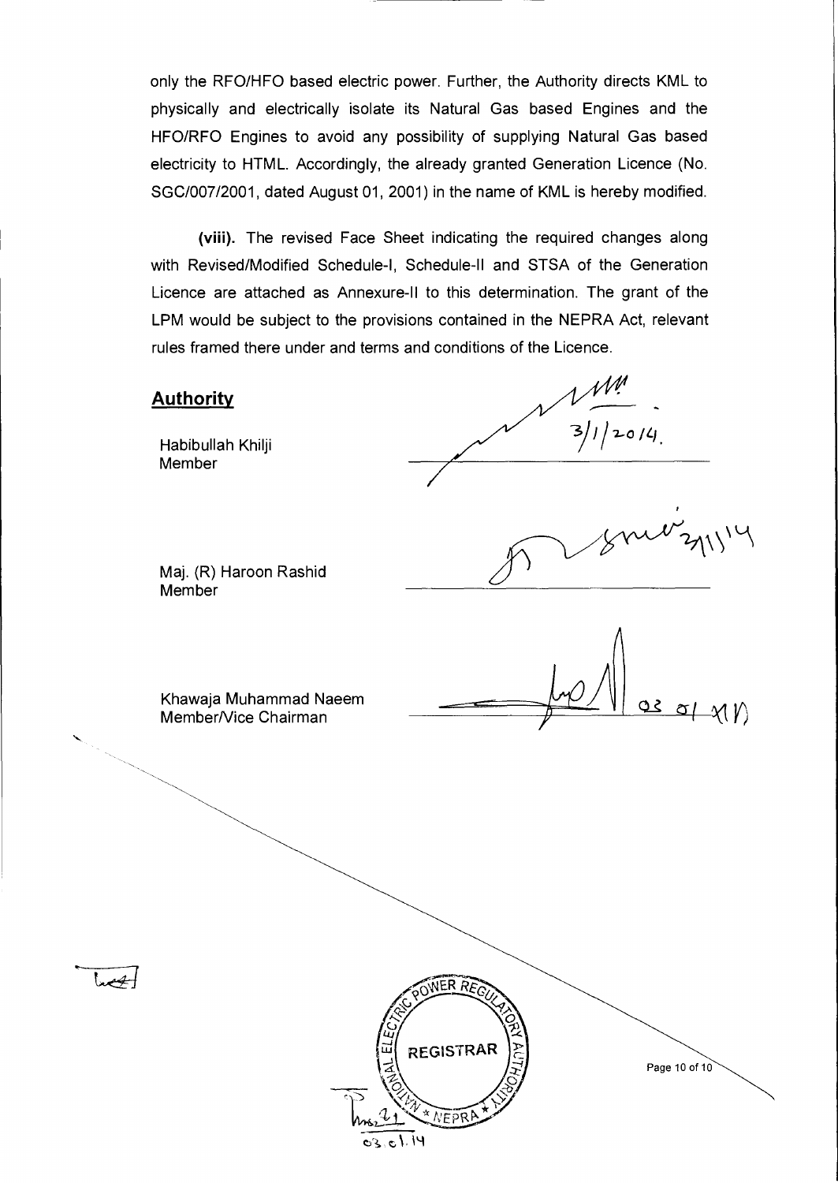only the RFO/HFO based electric power. Further, the Authority directs KML to physically and electrically isolate its Natural Gas based Engines and the HFO/RFO Engines to avoid any possibility of supplying Natural Gas based electricity to HTML. Accordingly, the already granted Generation Licence (No. SGC/007/2001, dated August 01, 2001) in the name of KML is hereby modified.

**(viii).** The revised Face Sheet indicating the required changes along with Revised/Modified Schedule-I, Schedule-II and STSA of the Generation Licence are attached as Annexure-II to this determination. The grant of the LPM would be subject to the provisions contained in the NEPRA Act, relevant rules framed there under and terms and conditions of the Licence.

## Authority

Habibullah Khilji
Member

3/1/2014.

Maj. (R) Haroon Rashid
Member

2/1/14

Khawaja Muhammad Naeem
Member/Vice Chairman

03 01 14

NATIONAL ELECTRIC POWER REGULATORY AUTHORITY
REGISTRAR
NEPRA

03.01.14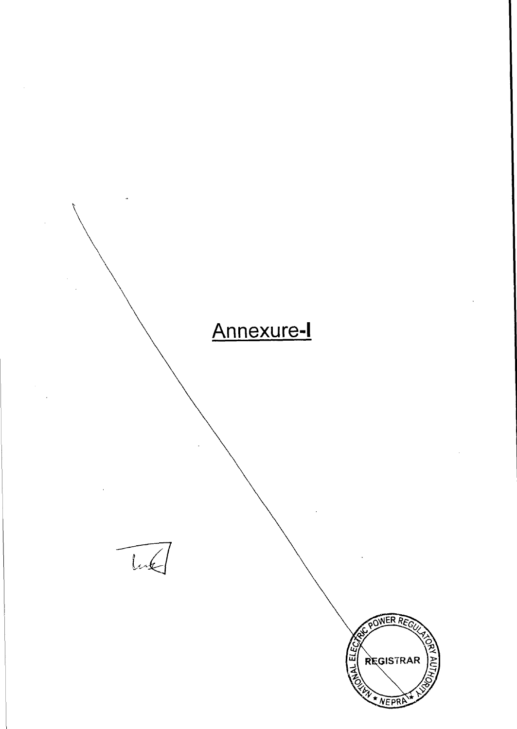# Annexure-I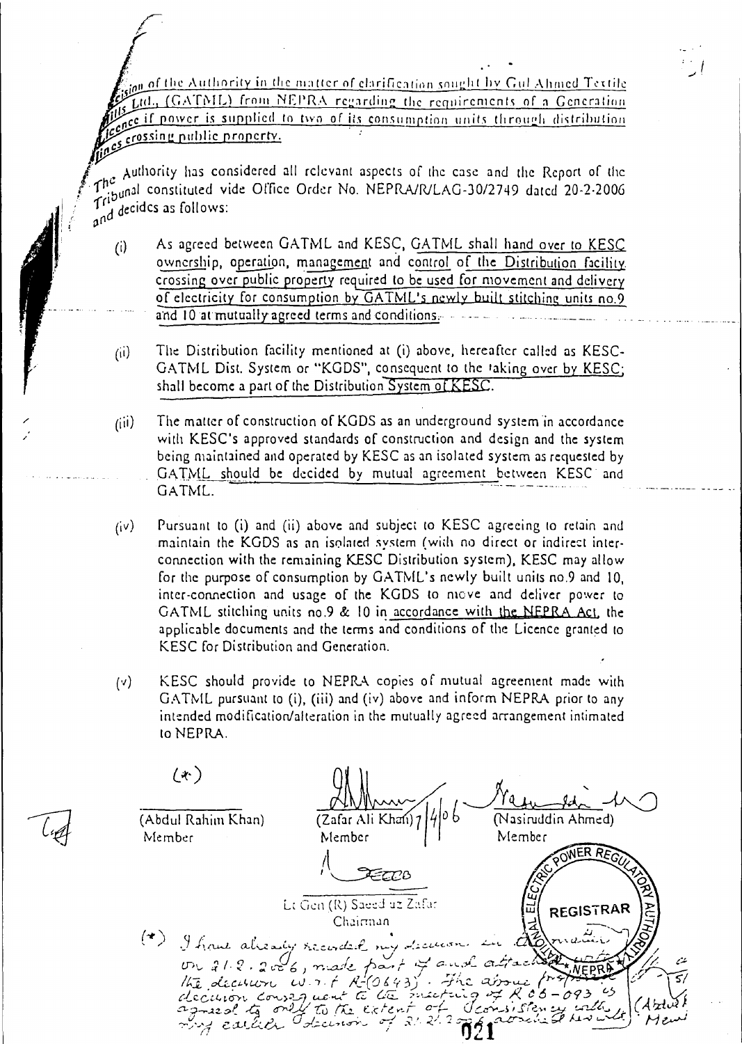## Decision of the Authority in the matter of clarification sought by Gul Ahmed Textile Mills Ltd., (GATML) from NEPRA regarding the requirements of a Generation Licence if power is supplied to two of its consumption units through distribution lines crossing public property.

The Authority has considered all relevant aspects of the case and the Report of the Tribunal constituted vide Office Order No. NEPRA/R/LAG-30/2749 dated 20-2-2006 and decides as follows:

(i) As agreed between GATML and KESC, GATML shall hand over to KESC ownership, operation, management and control of the Distribution facility crossing over public property required to be used for movement and delivery of electricity for consumption by GATML's newly built stitching units no.9 and 10 at mutually agreed terms and conditions.

(ii) The Distribution facility mentioned at (i) above, hereafter called as KESC-GATML Dist. System or "KGDS", consequent to the taking over by KESC; shall become a part of the Distribution System of KESC.

(iii) The matter of construction of KGDS as an underground system in accordance with KESC's approved standards of construction and design and the system being maintained and operated by KESC as an isolated system as requested by GATML should be decided by mutual agreement between KESC and GATML.

(iv) Pursuant to (i) and (ii) above and subject to KESC agreeing to retain and maintain the KGDS as an isolated system (with no direct or indirect inter-connection with the remaining KESC Distribution system), KESC may allow for the purpose of consumption by GATML's newly built units no.9 and 10, inter-connection and usage of the KGDS to move and deliver power to GATML stitching units no.9 & 10 in accordance with the NEPRA Act, the applicable documents and the terms and conditions of the Licence granted to KESC for Distribution and Generation.

(v) KESC should provide to NEPRA copies of mutual agreement made with GATML pursuant to (i), (iii) and (iv) above and inform NEPRA prior to any intended modification/alteration in the mutually agreed arrangement intimated to NEPRA.

(*)

| (Abdul Rahim Khan) Member | (Zafar Ali Khan) 7/4/06 Member | (Nasiruddin Ahmed) Member |
|---|---|---|

Lt Gen (R) Saeed uz Zafar
Chairman

(*) I have already recorded my decision in dissent on 21.2.2006, made part of and attached with the decision w.r.t R-(0643). The above (present) decision consequent to the meeting of R 06-093 is agreed to only to the extent of its consistency with my earlier decision of 21.2.2006 attached herewith. (Abdul Rahim Khan) Member

021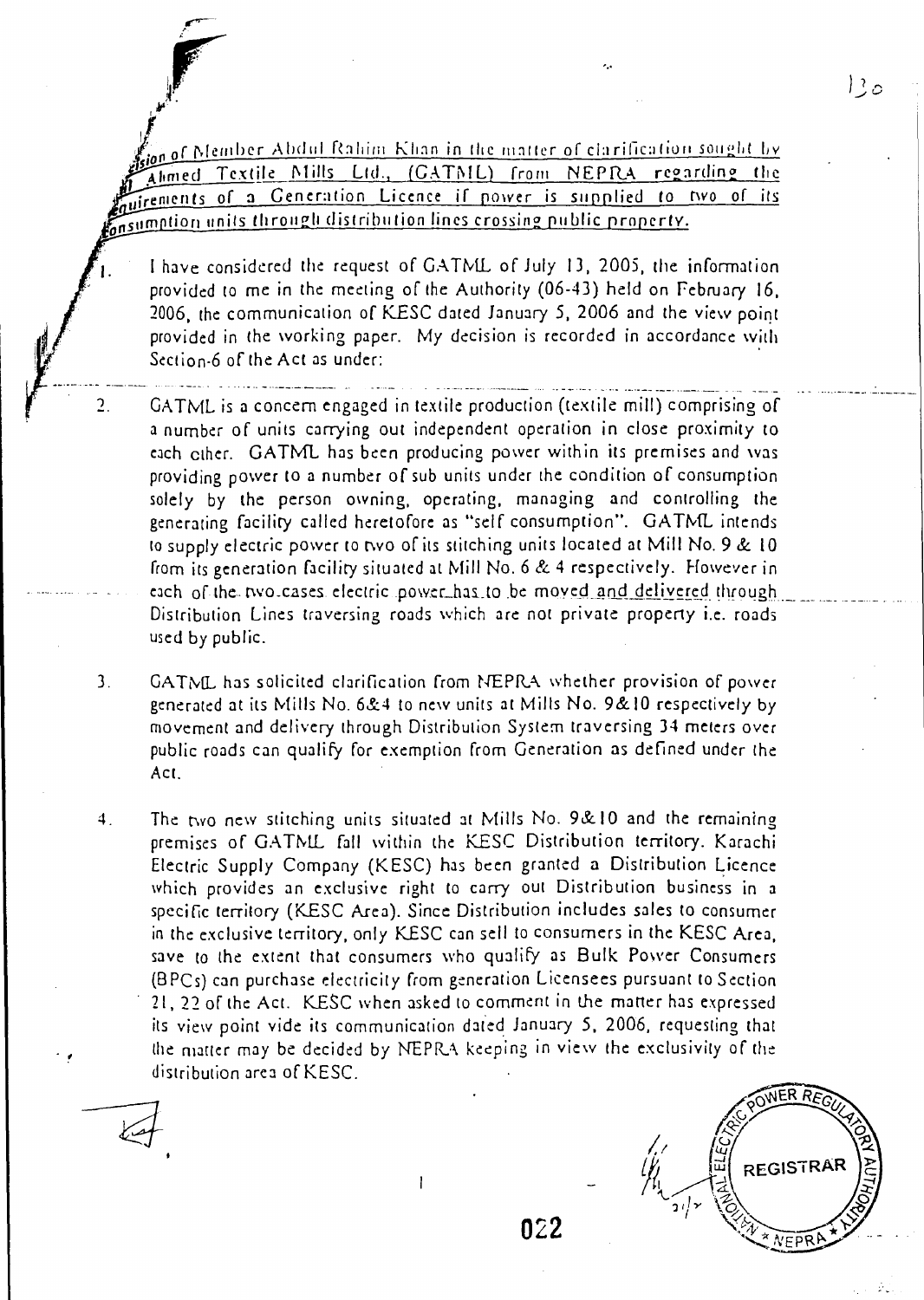**Decision of Member Abdul Rahim Khan in the matter of clarification sought by Al Ahmed Textile Mills Ltd., (GATML) from NEPRA regarding the requirements of a Generation Licence if power is supplied to two of its consumption units through distribution lines crossing public property.**

1. I have considered the request of GATML of July 13, 2005, the information provided to me in the meeting of the Authority (06-43) held on February 16, 2006, the communication of KESC dated January 5, 2006 and the view point provided in the working paper. My decision is recorded in accordance with Section-6 of the Act as under:

2. GATML is a concern engaged in textile production (textile mill) comprising of a number of units carrying out independent operation in close proximity to each other. GATML has been producing power within its premises and was providing power to a number of sub units under the condition of consumption solely by the person owning, operating, managing and controlling the generating facility called heretofore as "self consumption". GATML intends to supply electric power to two of its stitching units located at Mill No. 9 & 10 from its generation facility situated at Mill No. 6 & 4 respectively. However in each of the two cases electric power has to be moved and delivered through Distribution Lines traversing roads which are not private property i.e. roads used by public.

3. GATML has solicited clarification from NEPRA whether provision of power generated at its Mills No. 6&4 to new units at Mills No. 9&10 respectively by movement and delivery through Distribution System traversing 34 meters over public roads can qualify for exemption from Generation as defined under the Act.

4. The two new stitching units situated at Mills No. 9&10 and the remaining premises of GATML fall within the KESC Distribution territory. Karachi Electric Supply Company (KESC) has been granted a Distribution Licence which provides an exclusive right to carry out Distribution business in a specific territory (KESC Area). Since Distribution includes sales to consumer in the exclusive territory, only KESC can sell to consumers in the KESC Area, save to the extent that consumers who qualify as Bulk Power Consumers (BPCs) can purchase electricity from generation Licensees pursuant to Section 21, 22 of the Act. KESC when asked to comment in the matter has expressed its view point vide its communication dated January 5, 2006, requesting that the matter may be decided by NEPRA keeping in view the exclusivity of the distribution area of KESC.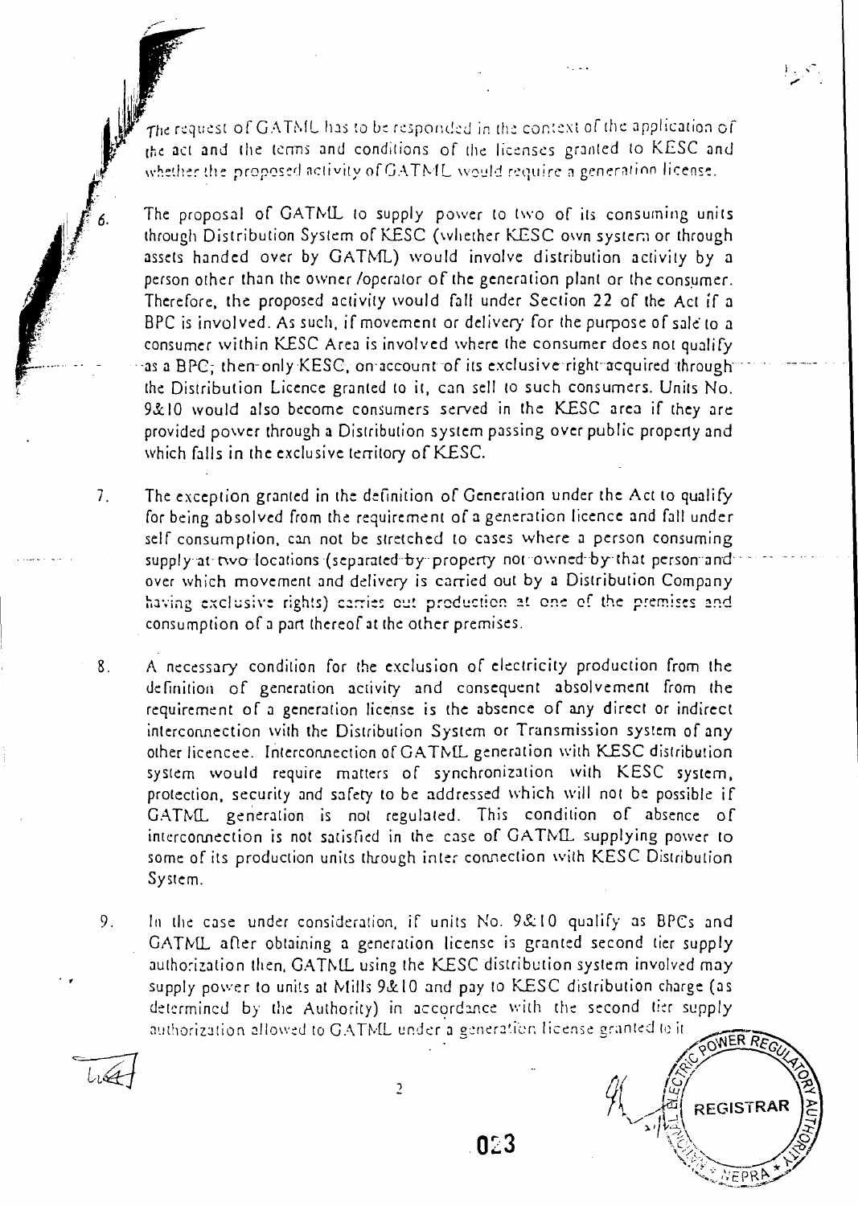The request of GATML has to be responded in the context of the application of the act and the terms and conditions of the licenses granted to KESC and whether the proposed activity of GATML would require a generation license.

6. The proposal of GATML to supply power to two of its consuming units through Distribution System of KESC (whether KESC own system or through assets handed over by GATML) would involve distribution activity by a person other than the owner /operator of the generation plant or the consumer. Therefore, the proposed activity would fall under Section 22 of the Act if a BPC is involved. As such, if movement or delivery for the purpose of sale to a consumer within KESC Area is involved where the consumer does not qualify as a BPC, then only KESC, on account of its exclusive right acquired through the Distribution Licence granted to it, can sell to such consumers. Units No. 9&10 would also become consumers served in the KESC area if they are provided power through a Distribution system passing over public property and which falls in the exclusive territory of KESC.

7. The exception granted in the definition of Generation under the Act to qualify for being absolved from the requirement of a generation licence and fall under self consumption, can not be stretched to cases where a person consuming supply at two locations (separated by property not owned by that person and over which movement and delivery is carried out by a Distribution Company having exclusive rights) carries out production at one of the premises and consumption of a part thereof at the other premises.

8. A necessary condition for the exclusion of electricity production from the definition of generation activity and consequent absolvement from the requirement of a generation license is the absence of any direct or indirect interconnection with the Distribution System or Transmission system of any other licencee. Interconnection of GATML generation with KESC distribution system would require matters of synchronization with KESC system, protection, security and safety to be addressed which will not be possible if GATML generation is not regulated. This condition of absence of interconnection is not satisfied in the case of GATML supplying power to some of its production units through inter connection with KESC Distribution System.

9. In the case under consideration, if units No. 9&10 qualify as BPCs and GATML after obtaining a generation license is granted second tier supply authorization then, GATML using the KESC distribution system involved may supply power to units at Mills 9&10 and pay to KESC distribution charge (as determined by the Authority) in accordance with the second tier supply authorization allowed to GATML under a generation license granted to it.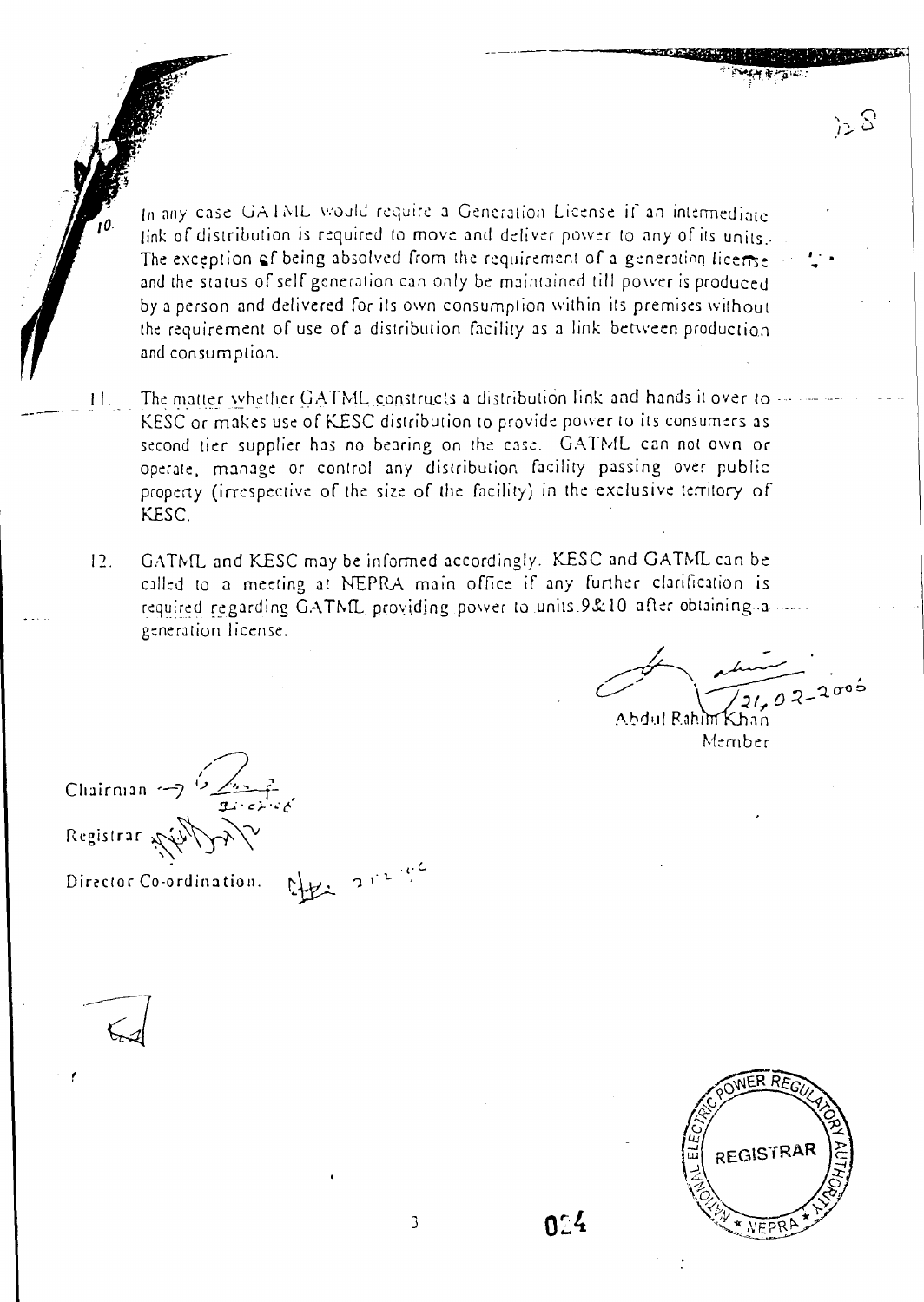10. In any case GATML would require a Generation License if an intermediate link of distribution is required to move and deliver power to any of its units. The exception of being absolved from the requirement of a generation license and the status of self generation can only be maintained till power is produced by a person and delivered for its own consumption within its premises without the requirement of use of a distribution facility as a link between production and consumption.

11. The matter whether GATML constructs a distribution link and hands it over to KESC or makes use of KESC distribution to provide power to its consumers as second tier supplier has no bearing on the case. GATML can not own or operate, manage or control any distribution facility passing over public property (irrespective of the size of the facility) in the exclusive territory of KESC.

12. GATML and KESC may be informed accordingly. KESC and GATML can be called to a meeting at NEPRA main office if any further clarification is required regarding GATML providing power to units 9&10 after obtaining a generation license.

21-02-2006

Abdul Rahim Khan
Member

Chairman →

Registrar

Director Co-ordination.

REGISTRAR
NATIONAL ELECTRIC POWER REGULATORY AUTHORITY
NEPRA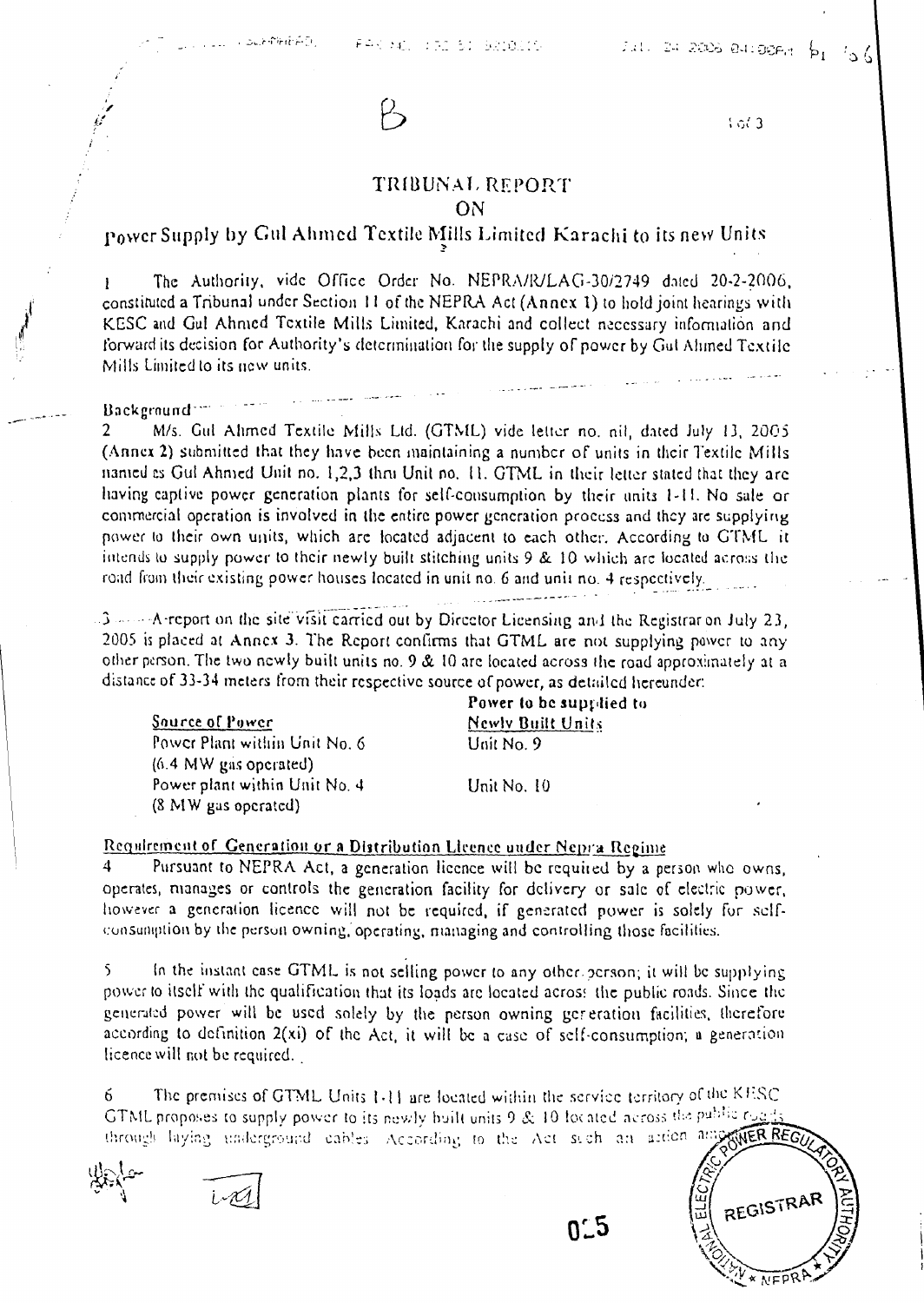B

# TRIBUNAL REPORT
# ON
## Power Supply by Gul Ahmed Textile Mills Limited Karachi to its new Units

1 The Authority, vide Office Order No. NEPRA/R/LAG-30/2749 dated 20-2-2006, constituted a Tribunal under Section 11 of the NEPRA Act (Annex 1) to hold joint hearings with KESC and Gul Ahmed Textile Mills Limited, Karachi and collect necessary information and forward its decision for Authority's determination for the supply of power by Gul Ahmed Textile Mills Limited to its new units.

### Background

2 M/s. Gul Ahmed Textile Mills Ltd. (GTML) vide letter no. nil, dated July 13, 2005 (Annex 2) submitted that they have been maintaining a number of units in their Textile Mills named as Gul Ahmed Unit no. 1,2,3 thru Unit no. 11. GTML in their letter stated that they are having captive power generation plants for self-consumption by their units 1-11. No sale or commercial operation is involved in the entire power generation process and they are supplying power to their own units, which are located adjacent to each other. According to GTML it intends to supply power to their newly built stitching units 9 & 10 which are located across the road from their existing power houses located in unit no. 6 and unit no. 4 respectively.

3 A report on the site visit carried out by Director Licensing and the Registrar on July 23, 2005 is placed at Annex 3. The Report confirms that GTML are not supplying power to any other person. The two newly built units no. 9 & 10 are located across the road approximately at a distance of 33-34 meters from their respective source of power, as detailed hereunder:

| Source of Power | Power to be supplied to Newly Built Units |
|---|---|
| Power Plant within Unit No. 6 (6.4 MW gas operated) | Unit No. 9 |
| Power plant within Unit No. 4 (8 MW gas operated) | Unit No. 10 |

### Requirement of Generation or a Distribution Licence under Nepra Regime

4 Pursuant to NEPRA Act, a generation licence will be required by a person who owns, operates, manages or controls the generation facility for delivery or sale of electric power, however a generation licence will not be required, if generated power is solely for self-consumption by the person owning, operating, managing and controlling those facilities.

5 In the instant case GTML is not selling power to any other person; it will be supplying power to itself with the qualification that its loads are located across the public roads. Since the generated power will be used solely by the person owning generation facilities, therefore according to definition 2(xi) of the Act, it will be a case of self-consumption; a generation licence will not be required.

6 The premises of GTML Units 1-11 are located within the service territory of the KESC GTML proposes to supply power to its newly built units 9 & 10 located across the public roads through laying underground cables. According to the Act such an action amounts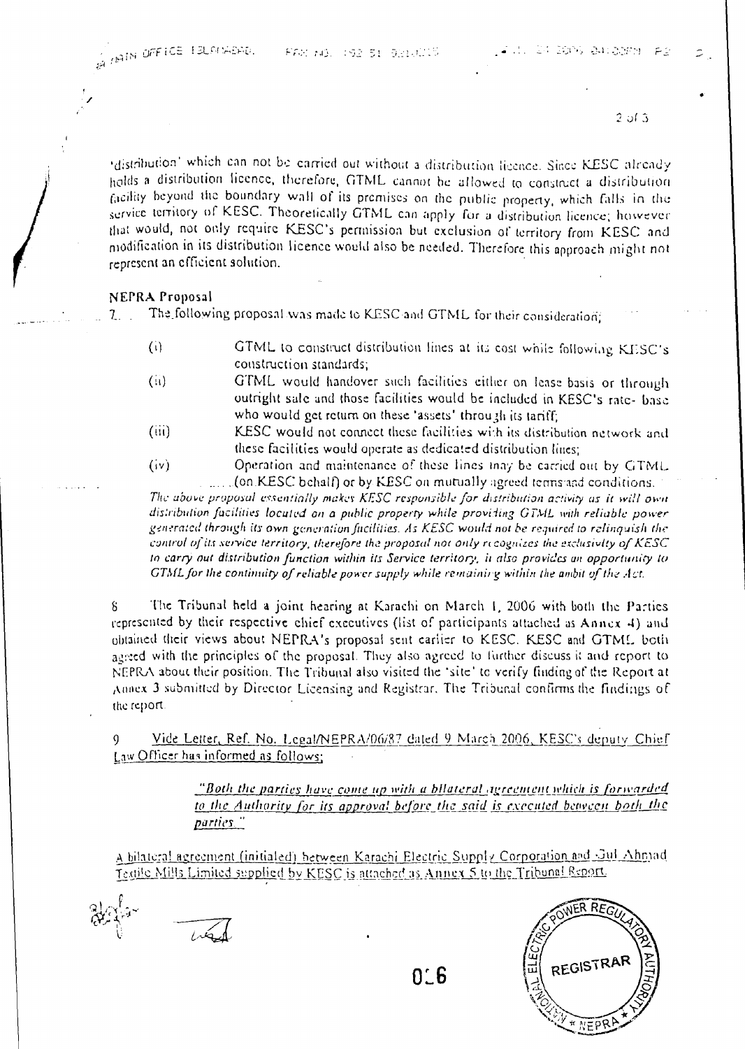'distribution' which can not be carried out without a distribution licence. Since KESC already holds a distribution licence, therefore, GTML cannot be allowed to construct a distribution facility beyond the boundary wall of its premises on the public property, which falls in the service territory of KESC. Theoretically GTML can apply for a distribution licence; however that would, not only require KESC's permission but exclusion of territory from KESC and modification in its distribution licence would also be needed. Therefore this approach might not represent an efficient solution.

**NEPRA Proposal**

7. The following proposal was made to KESC and GTML for their consideration;

- (i) GTML to construct distribution lines at its cost while following KESC's construction standards;
- (ii) GTML would handover such facilities either on lease basis or through outright sale and those facilities would be included in KESC's rate- base who would get return on these 'assets' through its tariff;
- (iii) KESC would not connect these facilities with its distribution network and these facilities would operate as dedicated distribution lines;
- (iv) Operation and maintenance of these lines may be carried out by GTML (on KESC behalf) or by KESC on mutually agreed terms and conditions.

*The above proposal essentially makes KESC responsible for distribution activity as it will own distribution facilities located on a public property while providing GTML with reliable power generated through its own generation facilities. As KESC would not be required to relinquish the control of its service territory, therefore the proposal not only recognizes the exclusivity of KESC to carry out distribution function within its Service territory, it also provides an opportunity to GTML for the continuity of reliable power supply while remaining within the ambit of the Act.*

8 The Tribunal held a joint hearing at Karachi on March 1, 2006 with both the Parties represented by their respective chief executives (list of participants attached as **Annex 4**) and obtained their views about NEPRA's proposal sent earlier to KESC. KESC and GTML both agreed with the principles of the proposal. They also agreed to further discuss it and report to NEPRA about their position. The Tribunal also visited the 'site' to verify finding of the Report at Annex 3 submitted by Director Licensing and Registrar. The Tribunal confirms the findings of the report.

9 Vide Letter, Ref. No. Legal/NEPRA/06/87 dated 9 March 2006, KESC's deputy Chief Law Officer has informed as follows;

> "Both the parties have come up with a bilateral agreement which is forwarded to the Authority for its approval before the said is executed between both the parties."

A bilateral agreement (initialed) between Karachi Electric Supply Corporation and Gul Ahmad Textile Mills Limited supplied by KESC is attached as Annex 5 to the Tribunal Report.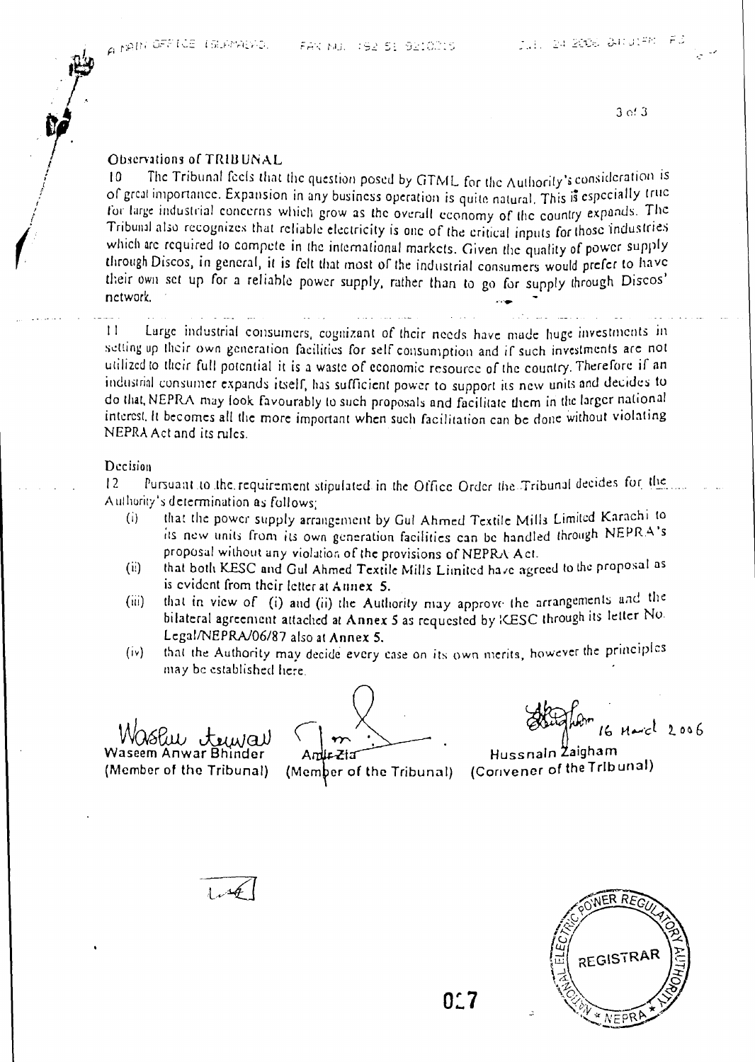## Observations of TRIBUNAL

10 The Tribunal feels that the question posed by GTML for the Authority's consideration is of great importance. Expansion in any business operation is quite natural. This is especially true for large industrial concerns which grow as the overall economy of the country expands. The Tribunal also recognizes that reliable electricity is one of the critical inputs for those industries which are required to compete in the international markets. Given the quality of power supply through Discos, in general, it is felt that most of the industrial consumers would prefer to have their own set up for a reliable power supply, rather than to go for supply through Discos' network.

11 Large industrial consumers, cognizant of their needs have made huge investments in setting up their own generation facilities for self consumption and if such investments are not utilized to their full potential it is a waste of economic resource of the country. Therefore if an industrial consumer expands itself, has sufficient power to support its new units and decides to do that, NEPRA may look favourably to such proposals and facilitate them in the larger national interest. It becomes all the more important when such facilitation can be done without violating NEPRA Act and its rules.

## Decision

12 Pursuant to the requirement stipulated in the Office Order the Tribunal decides for the Authority's determination as follows;

(i) that the power supply arrangement by Gul Ahmed Textile Mills Limited Karachi to its new units from its own generation facilities can be handled through NEPRA's proposal without any violation of the provisions of NEPRA Act.

(ii) that both KESC and Gul Ahmed Textile Mills Limited have agreed to the proposal as is evident from their letter at Annex 5.

(iii) that in view of (i) and (ii) the Authority may approve the arrangements and the bilateral agreement attached at Annex 5 as requested by KESC through its letter No. Legal/NEPRA/06/87 also at Annex 5.

(iv) that the Authority may decide every case on its own merits, however the principles may be established here.

Waseem Anwar Bhinder
(Member of the Tribunal)

Amir Zia
(Member of the Tribunal)

16 March 2006
Hussnain Zaigham
(Convener of the Tribunal)

NATIONAL ELECTRIC POWER REGULATORY AUTHORITY
REGISTRAR
NEPRA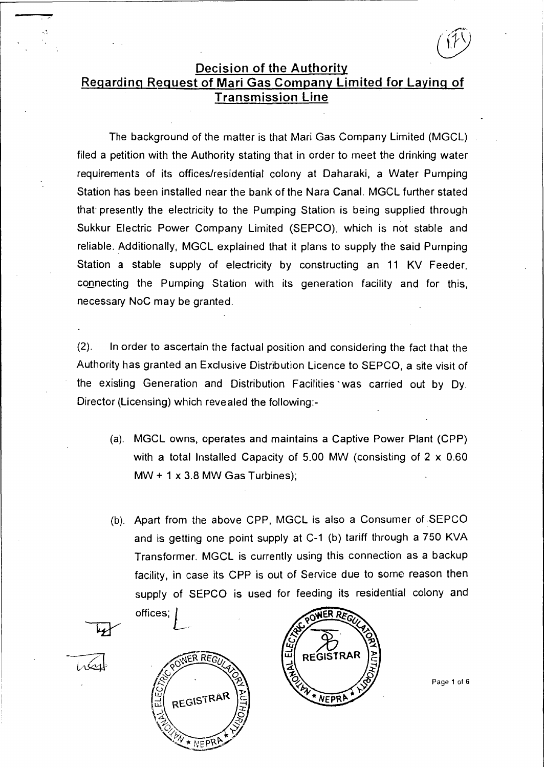## Decision of the Authority
## Regarding Request of Mari Gas Company Limited for Laying of Transmission Line

The background of the matter is that Mari Gas Company Limited (MGCL) filed a petition with the Authority stating that in order to meet the drinking water requirements of its offices/residential colony at Daharaki, a Water Pumping Station has been installed near the bank of the Nara Canal. MGCL further stated that presently the electricity to the Pumping Station is being supplied through Sukkur Electric Power Company Limited (SEPCO), which is not stable and reliable. Additionally, MGCL explained that it plans to supply the said Pumping Station a stable supply of electricity by constructing an 11 KV Feeder, connecting the Pumping Station with its generation facility and for this, necessary NoC may be granted.

(2). In order to ascertain the factual position and considering the fact that the Authority has granted an Exclusive Distribution Licence to SEPCO, a site visit of the existing Generation and Distribution Facilities was carried out by Dy. Director (Licensing) which revealed the following:-

(a). MGCL owns, operates and maintains a Captive Power Plant (CPP) with a total Installed Capacity of 5.00 MW (consisting of 2 x 0.60 MW + 1 x 3.8 MW Gas Turbines);

(b). Apart from the above CPP, MGCL is also a Consumer of SEPCO and is getting one point supply at C-1 (b) tariff through a 750 KVA Transformer. MGCL is currently using this connection as a backup facility, in case its CPP is out of Service due to some reason then supply of SEPCO is used for feeding its residential colony and offices;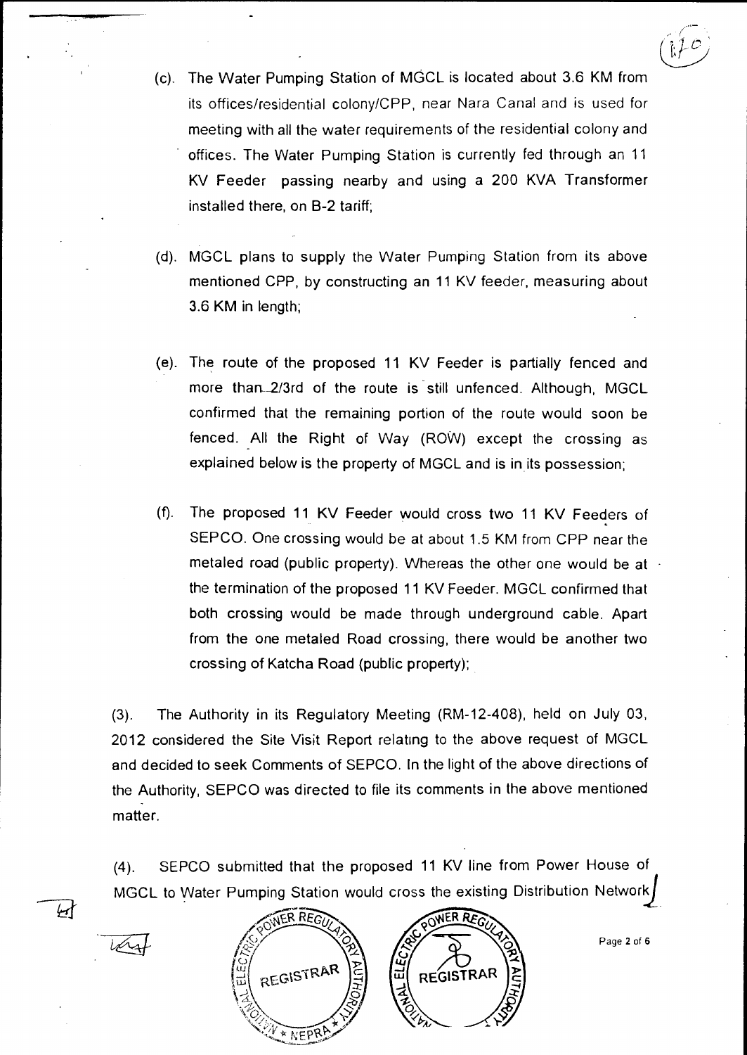(c). The Water Pumping Station of MGCL is located about 3.6 KM from its offices/residential colony/CPP, near Nara Canal and is used for meeting with all the water requirements of the residential colony and offices. The Water Pumping Station is currently fed through an 11 KV Feeder passing nearby and using a 200 KVA Transformer installed there, on B-2 tariff;

(d). MGCL plans to supply the Water Pumping Station from its above mentioned CPP, by constructing an 11 KV feeder, measuring about 3.6 KM in length;

(e). The route of the proposed 11 KV Feeder is partially fenced and more than 2/3rd of the route is still unfenced. Although, MGCL confirmed that the remaining portion of the route would soon be fenced. All the Right of Way (ROW) except the crossing as explained below is the property of MGCL and is in its possession;

(f). The proposed 11 KV Feeder would cross two 11 KV Feeders of SEPCO. One crossing would be at about 1.5 KM from CPP near the metaled road (public property). Whereas the other one would be at the termination of the proposed 11 KV Feeder. MGCL confirmed that both crossing would be made through underground cable. Apart from the one metaled Road crossing, there would be another two crossing of Katcha Road (public property);

(3). The Authority in its Regulatory Meeting (RM-12-408), held on July 03, 2012 considered the Site Visit Report relating to the above request of MGCL and decided to seek Comments of SEPCO. In the light of the above directions of the Authority, SEPCO was directed to file its comments in the above mentioned matter.

(4). SEPCO submitted that the proposed 11 KV line from Power House of MGCL to Water Pumping Station would cross the existing Distribution Network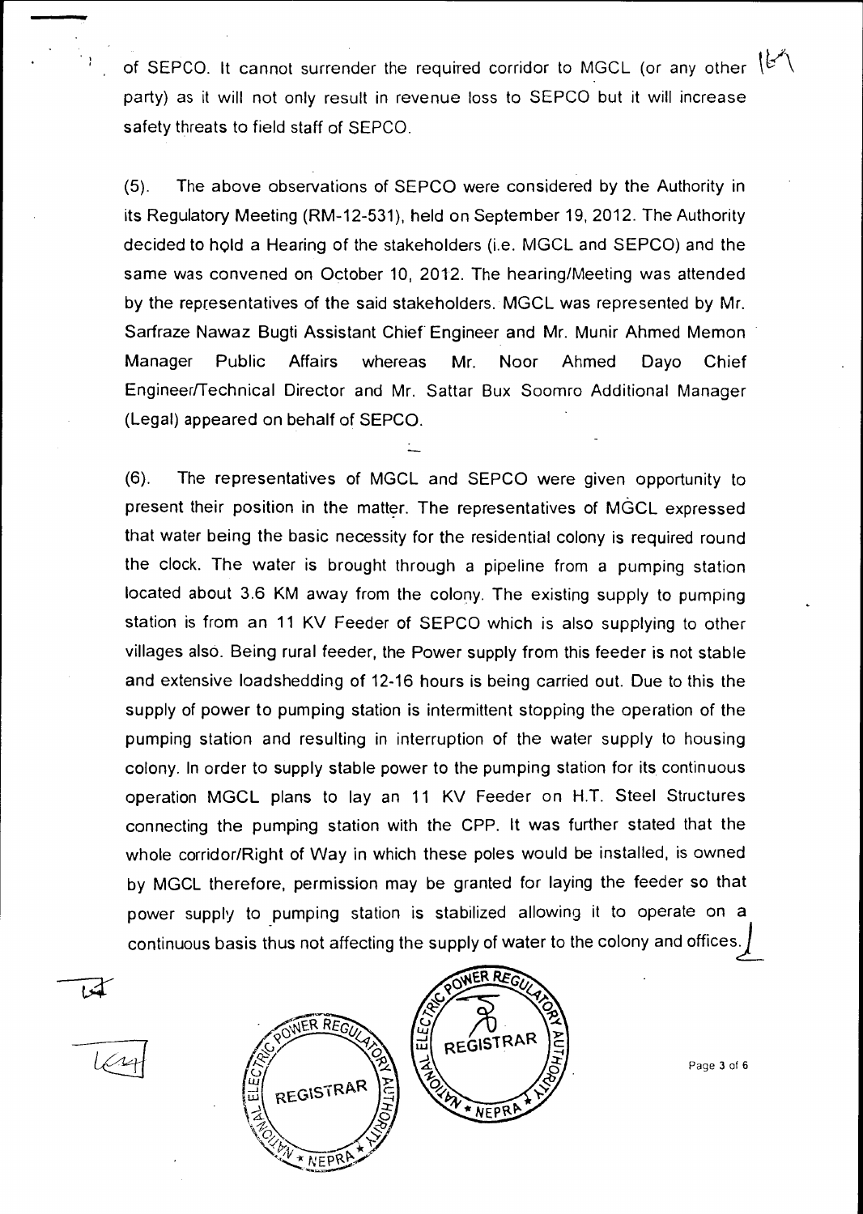of SEPCO. It cannot surrender the required corridor to MGCL (or any other party) as it will not only result in revenue loss to SEPCO but it will increase safety threats to field staff of SEPCO.

(5). The above observations of SEPCO were considered by the Authority in its Regulatory Meeting (RM-12-531), held on September 19, 2012. The Authority decided to hold a Hearing of the stakeholders (i.e. MGCL and SEPCO) and the same was convened on October 10, 2012. The hearing/Meeting was attended by the representatives of the said stakeholders. MGCL was represented by Mr. Sarfraze Nawaz Bugti Assistant Chief Engineer and Mr. Munir Ahmed Memon Manager Public Affairs whereas Mr. Noor Ahmed Dayo Chief Engineer/Technical Director and Mr. Sattar Bux Soomro Additional Manager (Legal) appeared on behalf of SEPCO.

(6). The representatives of MGCL and SEPCO were given opportunity to present their position in the matter. The representatives of MGCL expressed that water being the basic necessity for the residential colony is required round the clock. The water is brought through a pipeline from a pumping station located about 3.6 KM away from the colony. The existing supply to pumping station is from an 11 KV Feeder of SEPCO which is also supplying to other villages also. Being rural feeder, the Power supply from this feeder is not stable and extensive loadshedding of 12-16 hours is being carried out. Due to this the supply of power to pumping station is intermittent stopping the operation of the pumping station and resulting in interruption of the water supply to housing colony. In order to supply stable power to the pumping station for its continuous operation MGCL plans to lay an 11 KV Feeder on H.T. Steel Structures connecting the pumping station with the CPP. It was further stated that the whole corridor/Right of Way in which these poles would be installed, is owned by MGCL therefore, permission may be granted for laying the feeder so that power supply to pumping station is stabilized allowing it to operate on a continuous basis thus not affecting the supply of water to the colony and offices.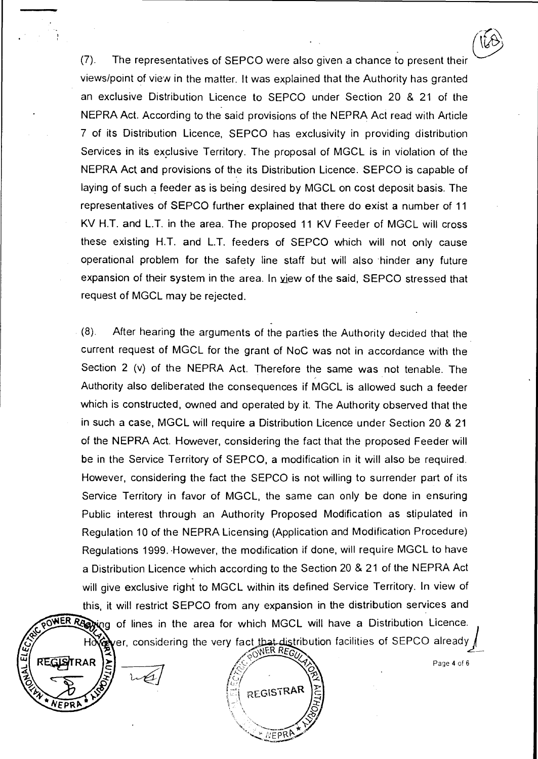(7). The representatives of SEPCO were also given a chance to present their views/point of view in the matter. It was explained that the Authority has granted an exclusive Distribution Licence to SEPCO under Section 20 & 21 of the NEPRA Act. According to the said provisions of the NEPRA Act read with Article 7 of its Distribution Licence, SEPCO has exclusivity in providing distribution Services in its exclusive Territory. The proposal of MGCL is in violation of the NEPRA Act and provisions of the its Distribution Licence. SEPCO is capable of laying of such a feeder as is being desired by MGCL on cost deposit basis. The representatives of SEPCO further explained that there do exist a number of 11 KV H.T. and L.T. in the area. The proposed 11 KV Feeder of MGCL will cross these existing H.T. and L.T. feeders of SEPCO which will not only cause operational problem for the safety line staff but will also hinder any future expansion of their system in the area. In view of the said, SEPCO stressed that request of MGCL may be rejected.

(8). After hearing the arguments of the parties the Authority decided that the current request of MGCL for the grant of NoC was not in accordance with the Section 2 (v) of the NEPRA Act. Therefore the same was not tenable. The Authority also deliberated the consequences if MGCL is allowed such a feeder which is constructed, owned and operated by it. The Authority observed that the in such a case, MGCL will require a Distribution Licence under Section 20 & 21 of the NEPRA Act. However, considering the fact that the proposed Feeder will be in the Service Territory of SEPCO, a modification in it will also be required. However, considering the fact the SEPCO is not willing to surrender part of its Service Territory in favor of MGCL, the same can only be done in ensuring Public interest through an Authority Proposed Modification as stipulated in Regulation 10 of the NEPRA Licensing (Application and Modification Procedure) Regulations 1999. However, the modification if done, will require MGCL to have a Distribution Licence which according to the Section 20 & 21 of the NEPRA Act will give exclusive right to MGCL within its defined Service Territory. In view of this, it will restrict SEPCO from any expansion in the distribution services and laying of lines in the area for which MGCL will have a Distribution Licence. However, considering the very fact that distribution facilities of SEPCO already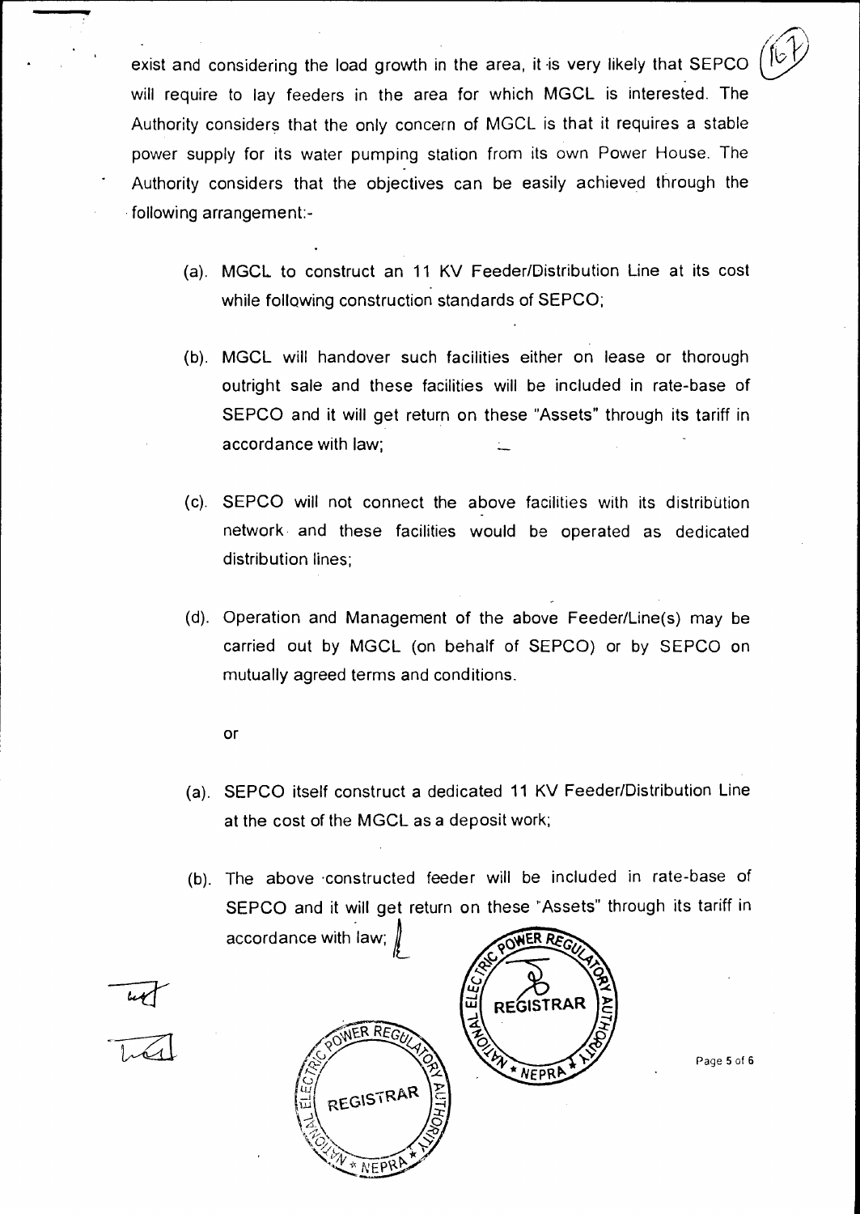exist and considering the load growth in the area, it is very likely that SEPCO will require to lay feeders in the area for which MGCL is interested. The Authority considers that the only concern of MGCL is that it requires a stable power supply for its water pumping station from its own Power House. The Authority considers that the objectives can be easily achieved through the following arrangement:-

(a). MGCL to construct an 11 KV Feeder/Distribution Line at its cost while following construction standards of SEPCO;

(b). MGCL will handover such facilities either on lease or thorough outright sale and these facilities will be included in rate-base of SEPCO and it will get return on these "Assets" through its tariff in accordance with law;

(c). SEPCO will not connect the above facilities with its distribution network and these facilities would be operated as dedicated distribution lines;

(d). Operation and Management of the above Feeder/Line(s) may be carried out by MGCL (on behalf of SEPCO) or by SEPCO on mutually agreed terms and conditions.

or

(a). SEPCO itself construct a dedicated 11 KV Feeder/Distribution Line at the cost of the MGCL as a deposit work;

(b). The above constructed feeder will be included in rate-base of SEPCO and it will get return on these "Assets" through its tariff in accordance with law;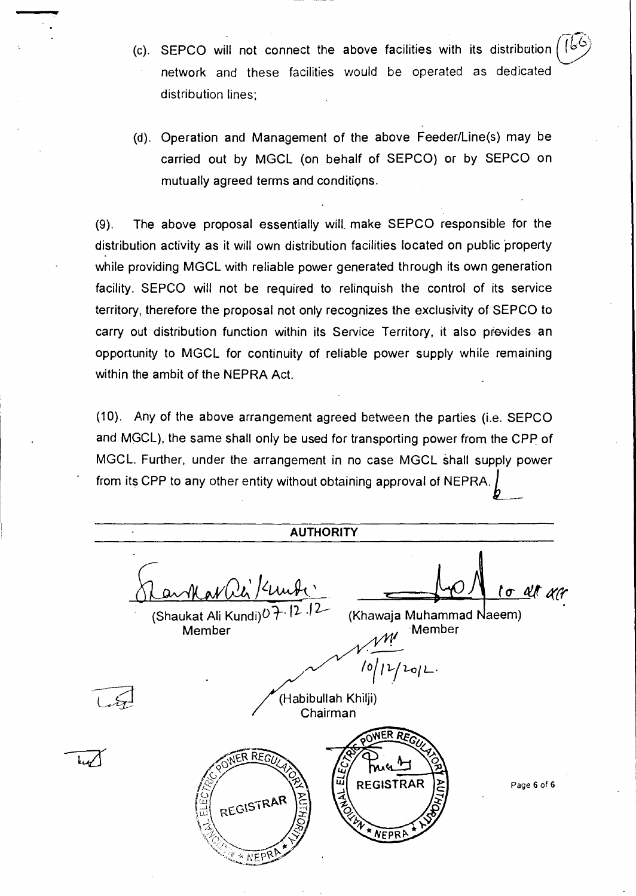(c). SEPCO will not connect the above facilities with its distribution network and these facilities would be operated as dedicated distribution lines;

(d). Operation and Management of the above Feeder/Line(s) may be carried out by MGCL (on behalf of SEPCO) or by SEPCO on mutually agreed terms and conditions.

(9). The above proposal essentially will make SEPCO responsible for the distribution activity as it will own distribution facilities located on public property while providing MGCL with reliable power generated through its own generation facility. SEPCO will not be required to relinquish the control of its service territory, therefore the proposal not only recognizes the exclusivity of SEPCO to carry out distribution function within its Service Territory, it also provides an opportunity to MGCL for continuity of reliable power supply while remaining within the ambit of the NEPRA Act.

(10). Any of the above arrangement agreed between the parties (i.e. SEPCO and MGCL), the same shall only be used for transporting power from the CPP of MGCL. Further, under the arrangement in no case MGCL shall supply power from its CPP to any other entity without obtaining approval of NEPRA.

**AUTHORITY**

(Shaukat Ali Kundi) 07.12.12
Member

(Khawaja Muhammad Naeem)
Member

10/12/2012

(Habibullah Khilji)
Chairman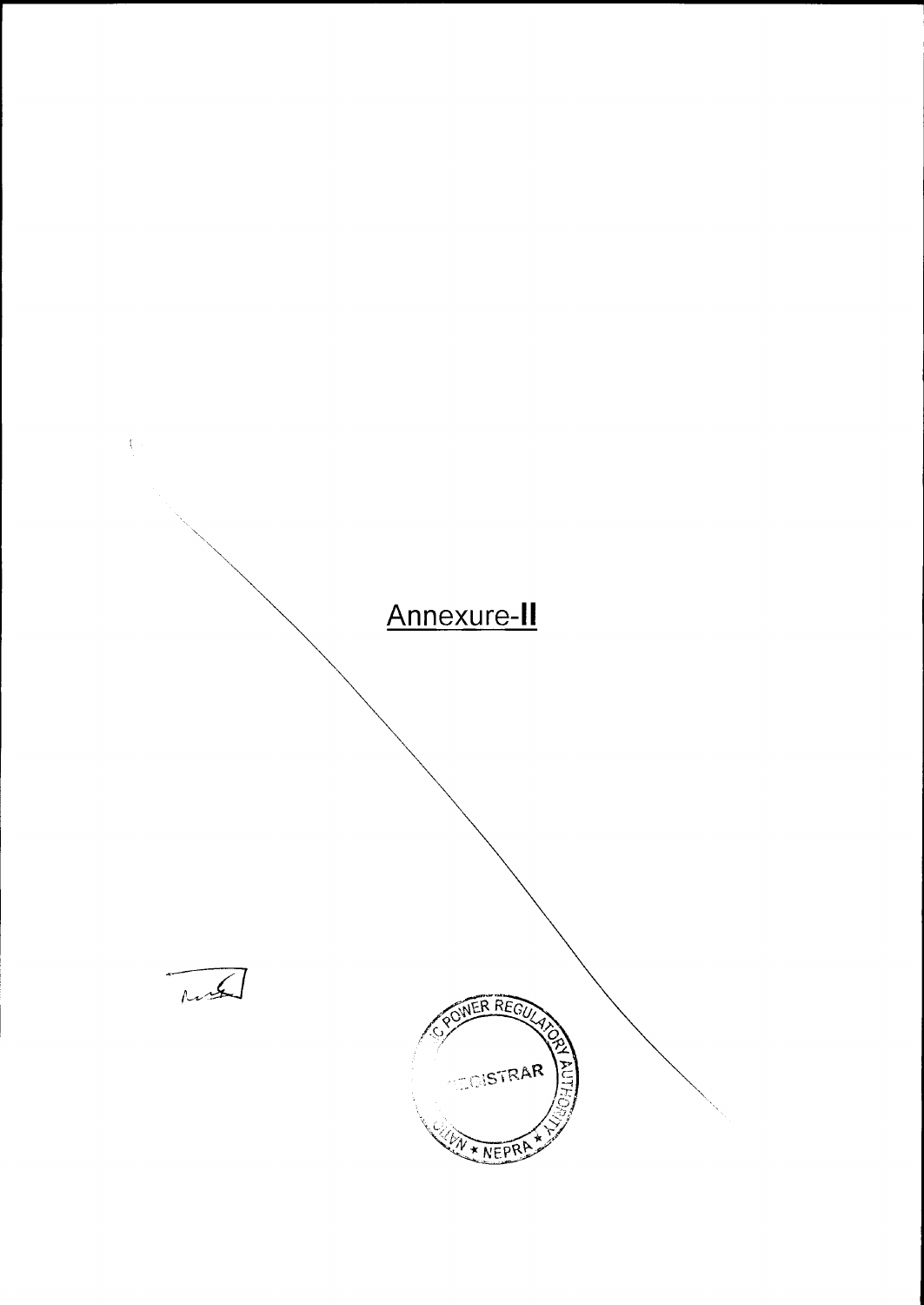## Annexure-II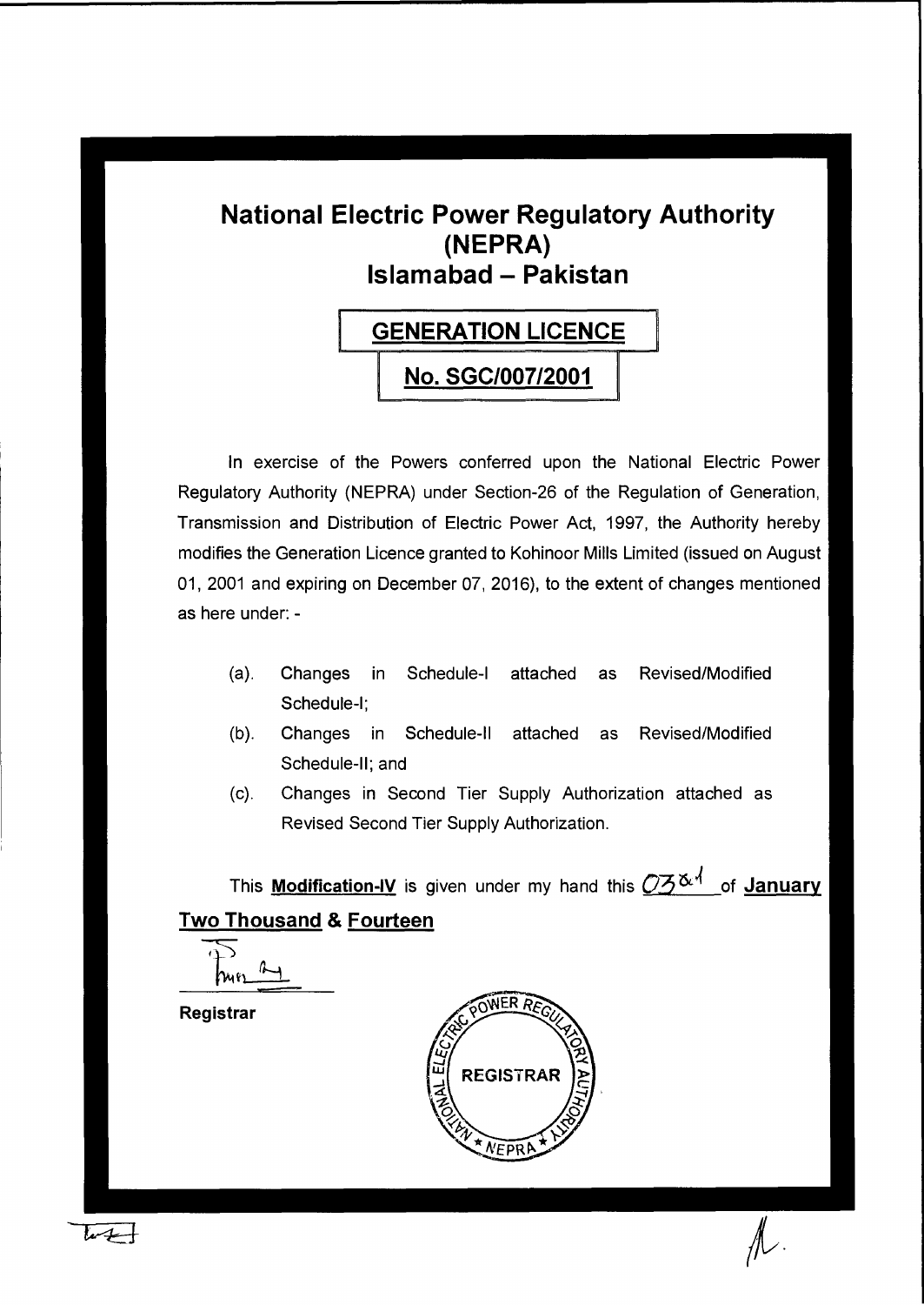# National Electric Power Regulatory Authority (NEPRA) Islamabad – Pakistan

## GENERATION LICENCE

## No. SGC/007/2001

In exercise of the Powers conferred upon the National Electric Power Regulatory Authority (NEPRA) under Section-26 of the Regulation of Generation, Transmission and Distribution of Electric Power Act, 1997, the Authority hereby modifies the Generation Licence granted to Kohinoor Mills Limited (issued on August 01, 2001 and expiring on December 07, 2016), to the extent of changes mentioned as here under: -

(a). Changes in Schedule-I attached as Revised/Modified Schedule-I;

(b). Changes in Schedule-II attached as Revised/Modified Schedule-II; and

(c). Changes in Second Tier Supply Authorization attached as Revised Second Tier Supply Authorization.

This **Modification-IV** is given under my hand this 03rd of **January Two Thousand & Fourteen**

**Registrar**

REGISTRAR
NATIONAL ELECTRIC POWER REGULATORY AUTHORITY
NEPRA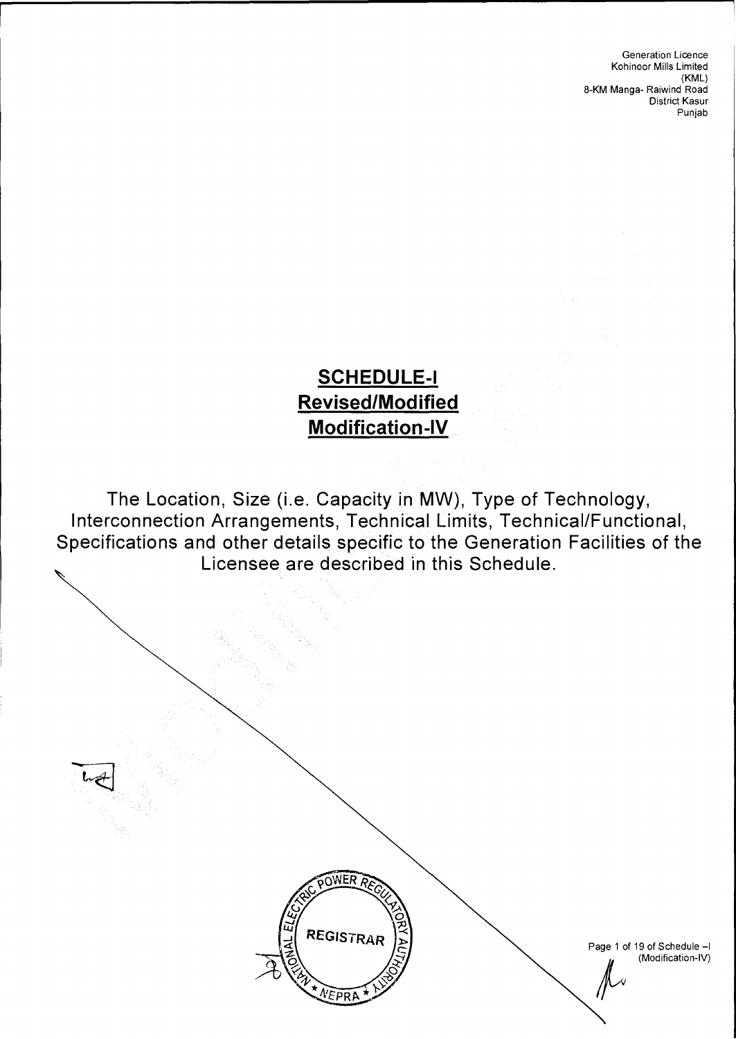Generation Licence
Kohinoor Mills Limited
(KML)
8-KM Manga- Raiwind Road
District Kasur
Punjab

# SCHEDULE-I
## Revised/Modified
## Modification-IV

The Location, Size (i.e. Capacity in MW), Type of Technology, Interconnection Arrangements, Technical Limits, Technical/Functional, Specifications and other details specific to the Generation Facilities of the Licensee are described in this Schedule.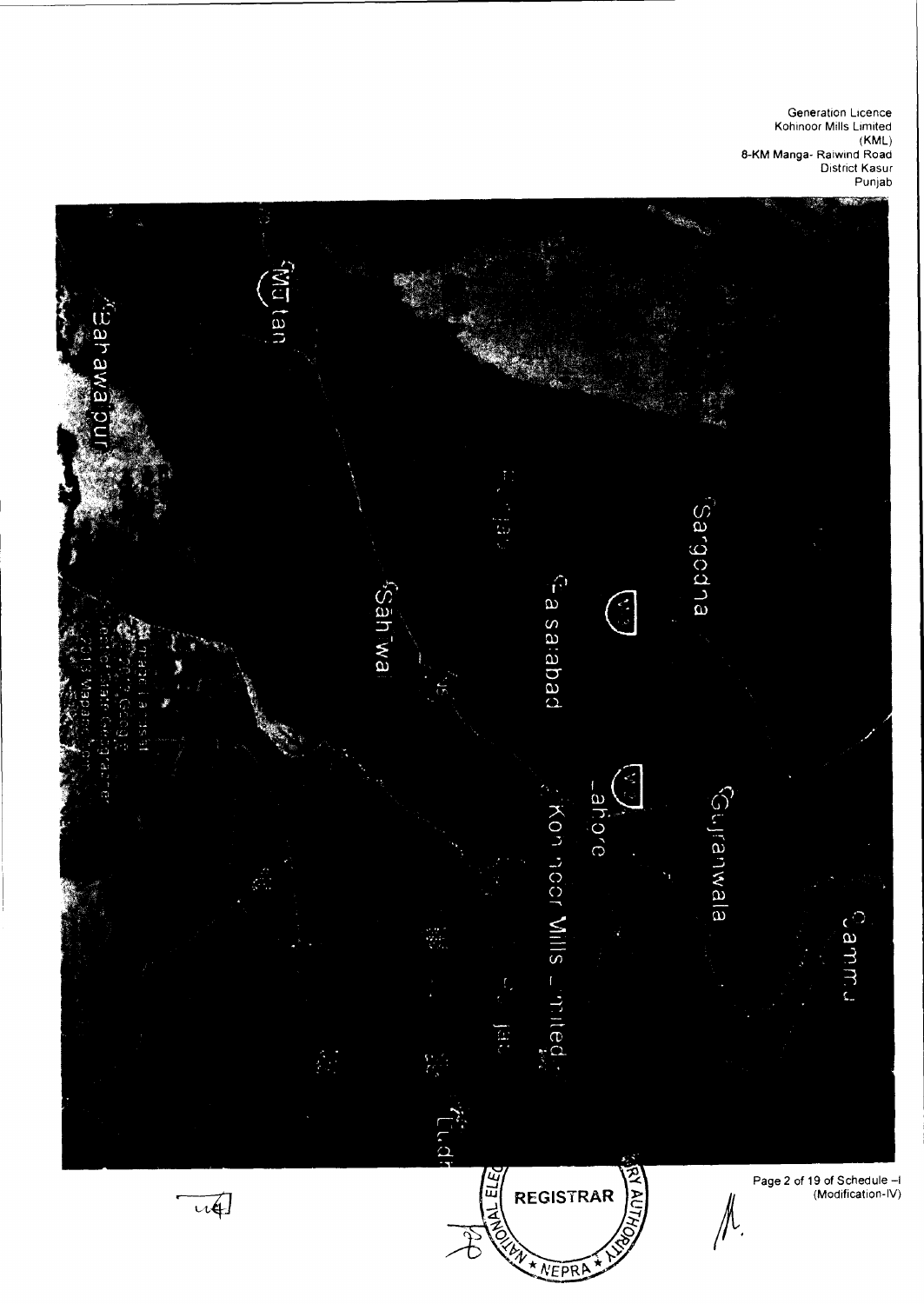Generation Licence
Kohinoor Mills Limited
(KML)
8-KM Manga- Raiwind Road
District Kasur
Punjab

Page 2 of 19 of Schedule –I
(Modification-IV)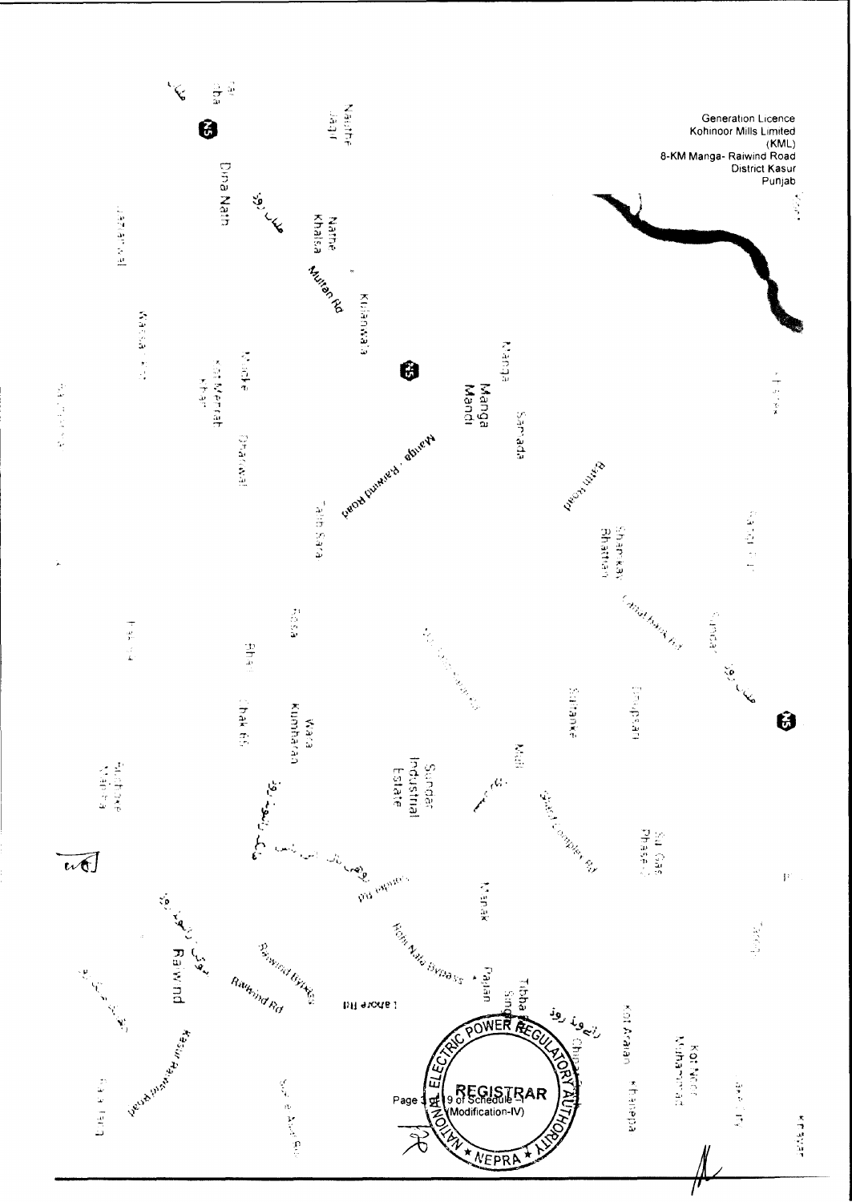Generation Licence
Kohinoor Mills Limited
(KML)
8-KM Manga- Raiwind Road
District Kasur
Punjab

Page 30 of Schedule-I
(Modification-IV)

REGISTRAR
NATIONAL ELECTRIC POWER REGULATORY AUTHORITY
NEPRA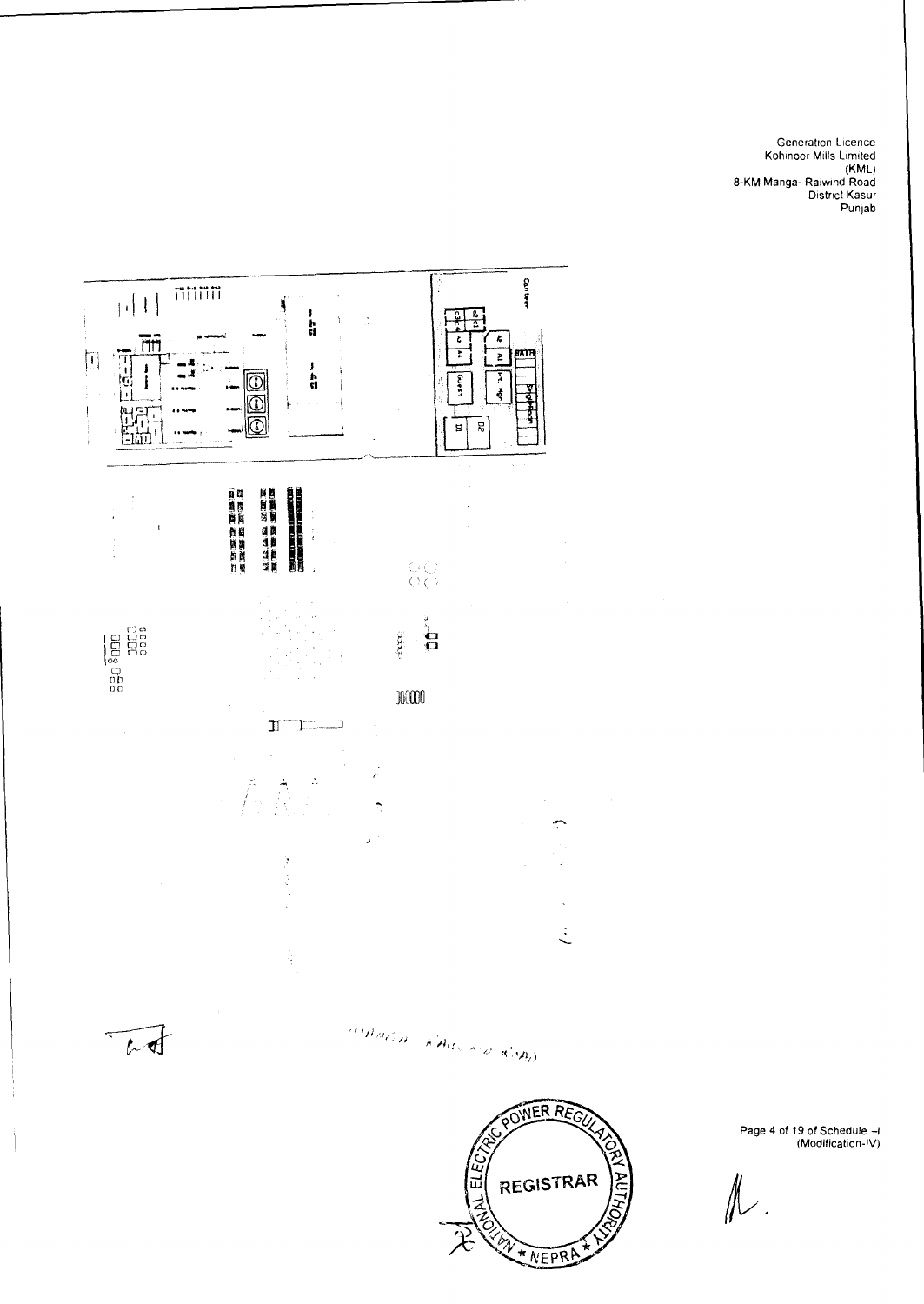Generation Licence
Kohinoor Mills Limited
(KML)
8-KM Manga- Raiwind Road
District Kasur
Punjab

Canteen

Guest

Pt. Mgr

D1

D2

BATH

MANGA RAIWIND ROAD

NATIONAL ELECTRIC POWER REGULATORY AUTHORITY
REGISTRAR
★ NEPRA ★

Page 4 of 19 of Schedule –I
(Modification-IV)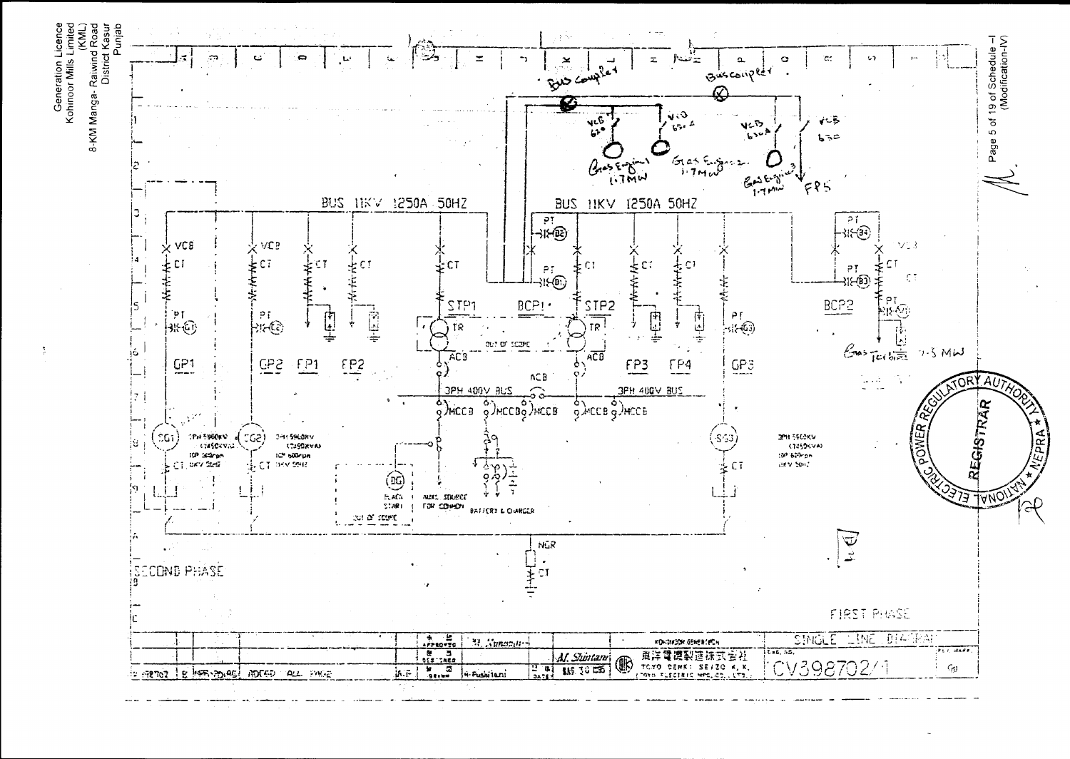Generation Licence
Kohinoor Mills Limited
(KML)
8-KM Manga- Raiwind Road
District Kasur
Punjab

Bus Coupler

Bus coupler

VCB 620

VCB 630 A

VCB 630 A

VCB 630

Gas Engine 1 1.7MW

Gas Engine 2 1.7MW

Gas Engine 3 1.7MW

FP5

BUS 11KV 1250A 50HZ

BUS 11KV 1250A 50HZ

VCB

CT

PT

GP1

VCB

CT

PT

GP2

FP1

FP2

STP1

TR

ACB

BCP1

OUT OF SCOPE

STP2

TR

ACB

FP3

FP4

GP3

BCP2

Gas Turbine 7.3 MW

3PH 400V BUS

ACB

3PH 400V BUS

MCCB

SG1

3PH 5960KW (7450KVA) 10P 600rpm 11KV 50HZ

SG2

3PH 5960KW (7450KVA) 10P 600rpm 11KV 50HZ

SG3

3PH 5960KW (7450KVA) 10P 600rpm 11KV 50HZ

DG

BLACK START

AUX. SOURCE FOR COMMON

BATTERY & CHARGER

OUT OF SCOPE

NGR

CT

SECOND PHASE

FIRST PHASE

SINGLE LINE DIAGRAM

KOHINOOR GENERATION

東洋電機製造株式会社
TOYO DENKI SEIZO K.K.
(TOYO ELECTRIC MFG.CO.,LTD.)

CV398702/1

APPROVED

DESIGNED

DRAWN

M. Shintani

H. Fushitani

DATE

ADDED ALL PHASE

Page 5 of 19 of Schedule –I
(Modification-IV)

NATIONAL ELECTRIC POWER REGULATORY AUTHORITY
REGISTRAR
NEPRA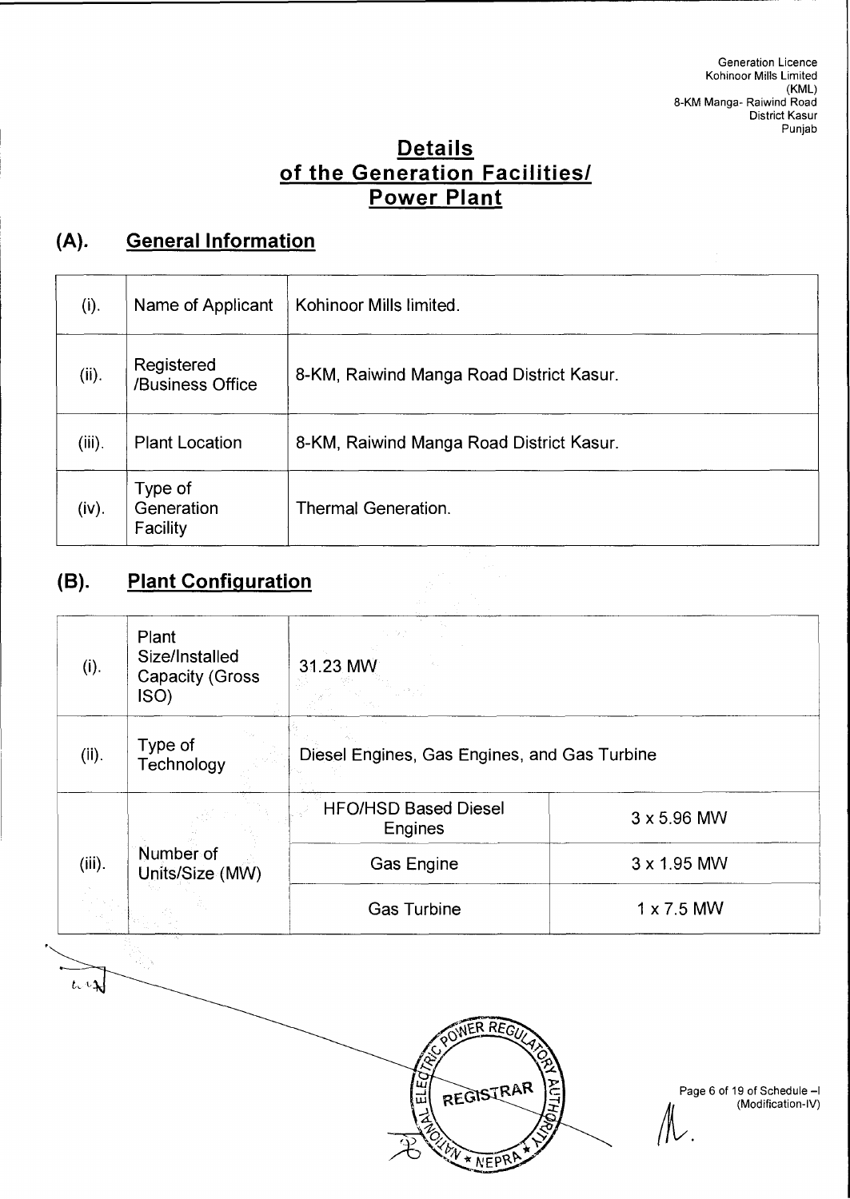# Details of the Generation Facilities/ Power Plant

## (A). General Information

| | | |
|---|---|---|
| (i). | Name of Applicant | Kohinoor Mills limited. |
| (ii). | Registered /Business Office | 8-KM, Raiwind Manga Road District Kasur. |
| (iii). | Plant Location | 8-KM, Raiwind Manga Road District Kasur. |
| (iv). | Type of Generation Facility | Thermal Generation. |

## (B). Plant Configuration

| | | | |
|---|---|---|---|
| (i). | Plant Size/Installed Capacity (Gross ISO) | 31.23 MW | |
| (ii). | Type of Technology | Diesel Engines, Gas Engines, and Gas Turbine | |
| (iii). | Number of Units/Size (MW) | HFO/HSD Based Diesel Engines | 3 x 5.96 MW |
| | | Gas Engine | 3 x 1.95 MW |
| | | Gas Turbine | 1 x 7.5 MW |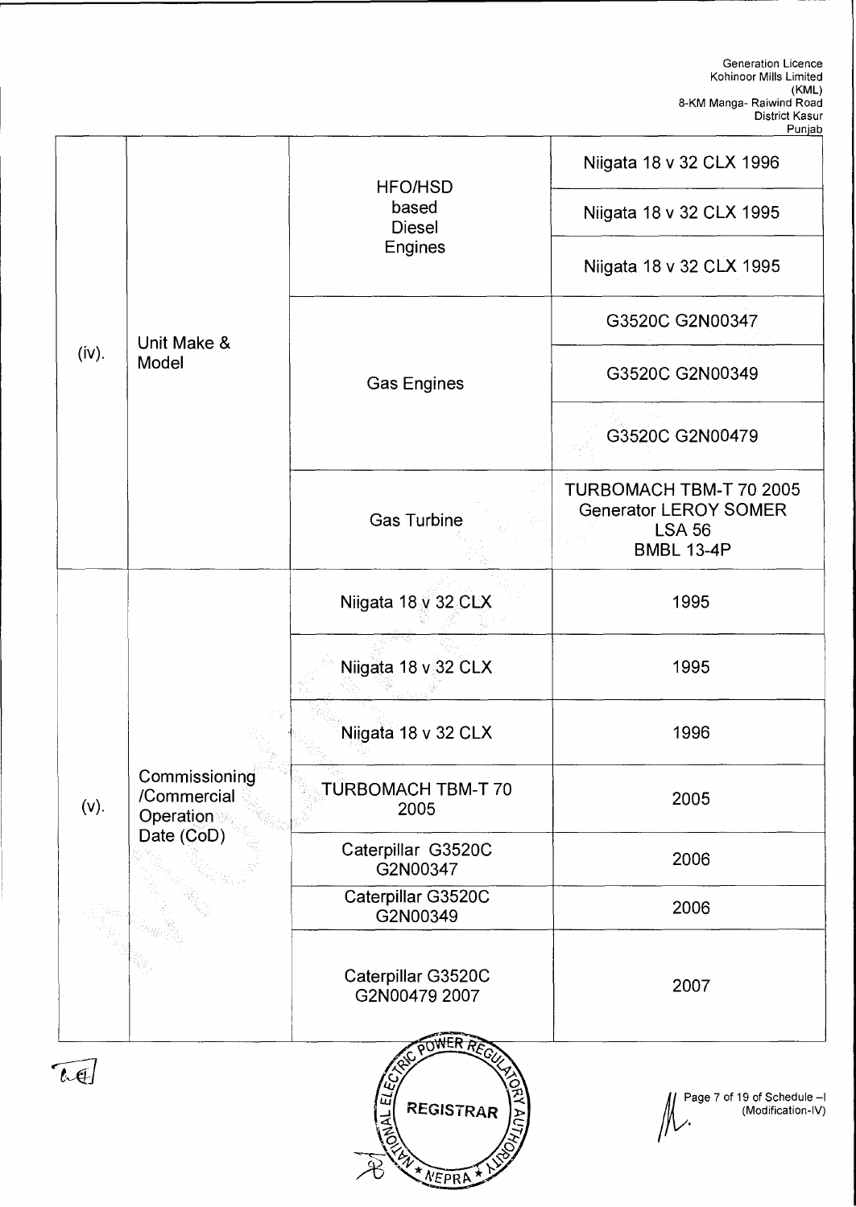| | | | |
|---|---|---|---|
| (iv). | Unit Make & Model | HFO/HSD based Diesel Engines | Niigata 18 v 32 CLX 1996 |
| | | | Niigata 18 v 32 CLX 1995 |
| | | | Niigata 18 v 32 CLX 1995 |
| | | Gas Engines | G3520C G2N00347 |
| | | | G3520C G2N00349 |
| | | | G3520C G2N00479 |
| | | Gas Turbine | TURBOMACH TBM-T 70 2005 Generator LEROY SOMER LSA 56 BMBL 13-4P |
| (v). | Commissioning /Commercial Operation Date (CoD) | Niigata 18 v 32 CLX | 1995 |
| | | Niigata 18 v 32 CLX | 1995 |
| | | Niigata 18 v 32 CLX | 1996 |
| | | TURBOMACH TBM-T 70 2005 | 2005 |
| | | Caterpillar G3520C G2N00347 | 2006 |
| | | Caterpillar G3520C G2N00349 | 2006 |
| | | Caterpillar G3520C G2N00479 2007 | 2007 |

Page 7 of 19 of Schedule –I (Modification-IV)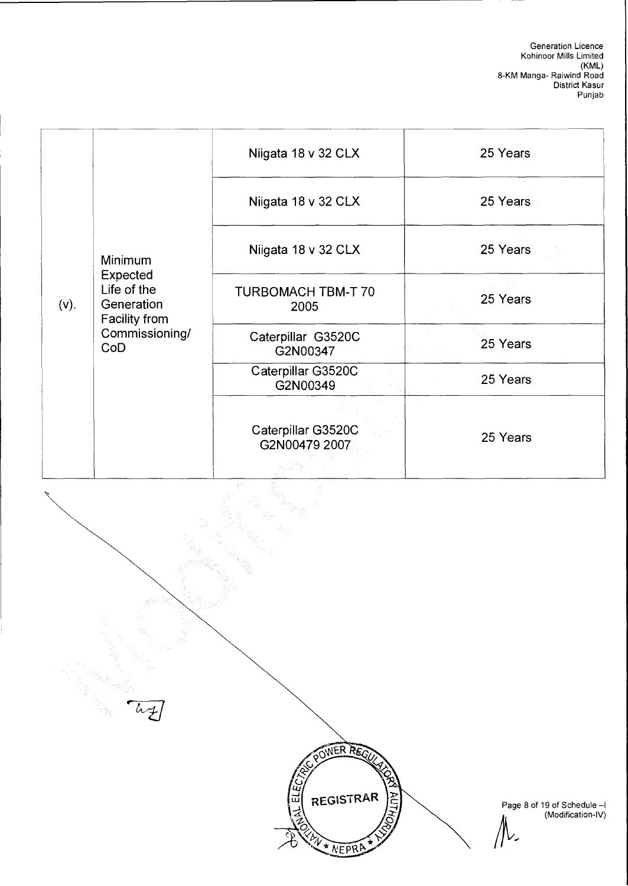| (v). | Minimum Expected Life of the Generation Facility from Commissioning/ CoD | Niigata 18 v 32 CLX | 25 Years |
|---|---|---|---|
| | | Niigata 18 v 32 CLX | 25 Years |
| | | Niigata 18 v 32 CLX | 25 Years |
| | | TURBOMACH TBM-T 70 2005 | 25 Years |
| | | Caterpillar G3520C G2N00347 | 25 Years |
| | | Caterpillar G3520C G2N00349 | 25 Years |
| | | Caterpillar G3520C G2N00479 2007 | 25 Years |

NATIONAL ELECTRIC POWER REGULATORY AUTHORITY
REGISTRAR
NEPRA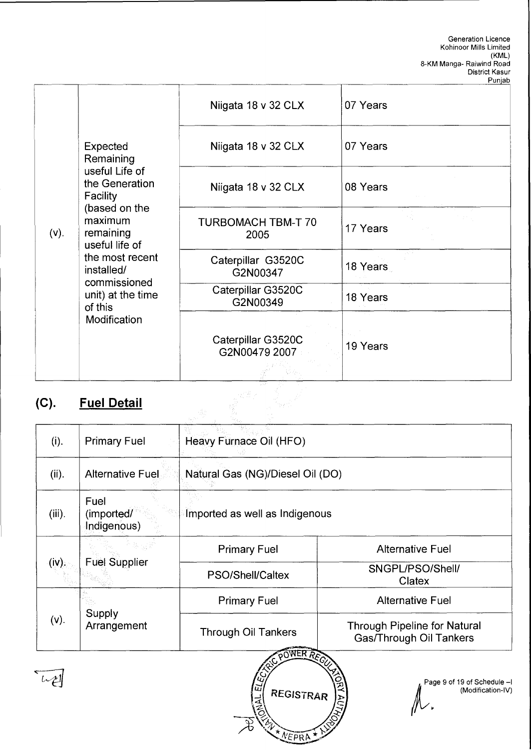| (v). | Expected Remaining useful Life of the Generation Facility (based on the maximum remaining useful life of the most recent installed/ commissioned unit) at the time of this Modification | Niigata 18 v 32 CLX | 07 Years |
|---|---|---|---|
| | | Niigata 18 v 32 CLX | 07 Years |
| | | Niigata 18 v 32 CLX | 08 Years |
| | | TURBOMACH TBM-T 70 2005 | 17 Years |
| | | Caterpillar G3520C G2N00347 | 18 Years |
| | | Caterpillar G3520C G2N00349 | 18 Years |
| | | Caterpillar G3520C G2N00479 2007 | 19 Years |

## (C). Fuel Detail

| (i). | Primary Fuel | Heavy Furnace Oil (HFO) | |
|---|---|---|---|
| (ii). | Alternative Fuel | Natural Gas (NG)/Diesel Oil (DO) | |
| (iii). | Fuel (imported/ Indigenous) | Imported as well as Indigenous | |
| (iv). | Fuel Supplier | Primary Fuel | Alternative Fuel |
| | | PSO/Shell/Caltex | SNGPL/PSO/Shell/ Clatex |
| (v). | Supply Arrangement | Primary Fuel | Alternative Fuel |
| | | Through Oil Tankers | Through Pipeline for Natural Gas/Through Oil Tankers |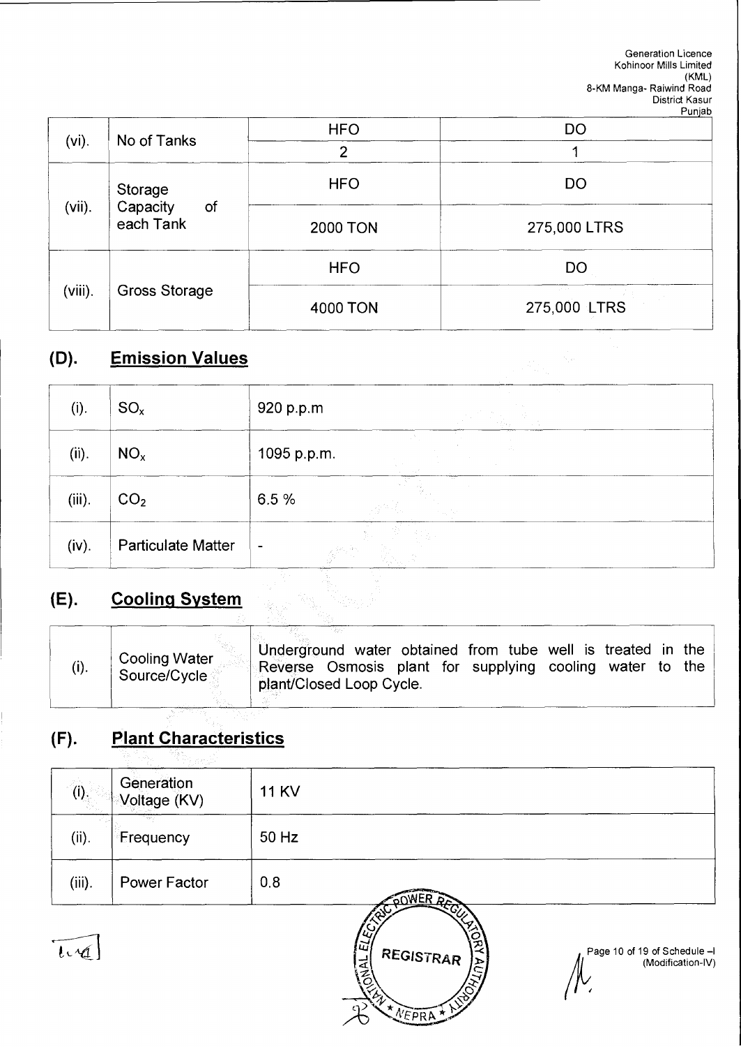| (vi). | No of Tanks | HFO | DO |
|---|---|---|---|
| | | 2 | 1 |
| (vii). | Storage Capacity of each Tank | HFO | DO |
| | | 2000 TON | 275,000 LTRS |
| (viii). | Gross Storage | HFO | DO |
| | | 4000 TON | 275,000 LTRS |

## (D). Emission Values

| (i). | $SO_x$ | 920 p.p.m |
|---|---|---|
| (ii). | $NO_x$ | 1095 p.p.m. |
| (iii). | $CO_2$ | 6.5 % |
| (iv). | Particulate Matter | - |

## (E). Cooling System

| (i). | Cooling Water Source/Cycle | Underground water obtained from tube well is treated in the Reverse Osmosis plant for supplying cooling water to the plant/Closed Loop Cycle. |
|---|---|---|

## (F). Plant Characteristics

| (i). | Generation Voltage (KV) | 11 KV |
|---|---|---|
| (ii). | Frequency | 50 Hz |
| (iii). | Power Factor | 0.8 |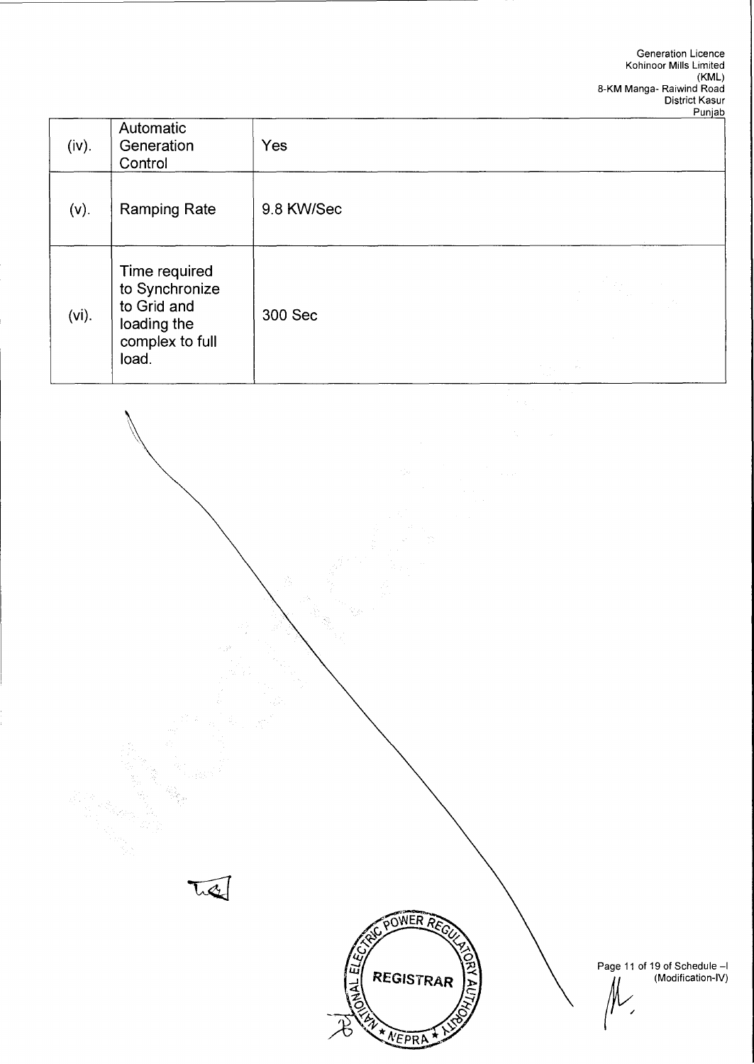| (iv). | Automatic Generation Control | Yes |
|---|---|---|
| (v). | Ramping Rate | 9.8 KW/Sec |
| (vi). | Time required to Synchronize to Grid and loading the complex to full load. | 300 Sec |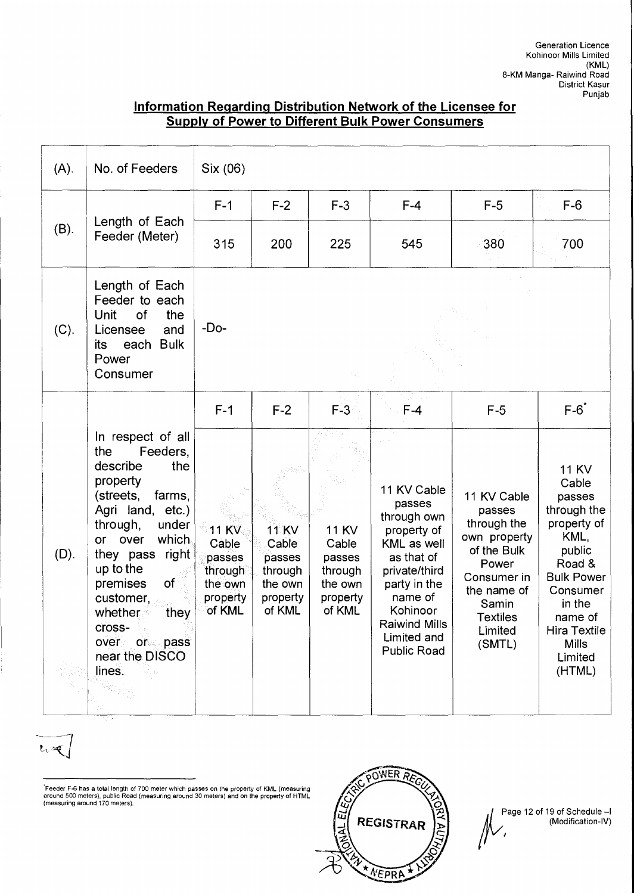## Information Regarding Distribution Network of the Licensee for Supply of Power to Different Bulk Power Consumers

| | | | | | | | |
|---|---|---|---|---|---|---|---|
| (A). | No. of Feeders | Six (06) | | | | | |
| (B). | Length of Each Feeder (Meter) | F-1 | F-2 | F-3 | F-4 | F-5 | F-6 |
| | | 315 | 200 | 225 | 545 | 380 | 700 |
| (C). | Length of Each Feeder to each Unit of the Licensee and its each Bulk Power Consumer | -Do- | | | | | |
| (D). | In respect of all the Feeders, describe the property (streets, farms, Agri land, etc.) through, under or over which they pass right up to the premises of customer, whether they cross-over or pass near the DISCO lines. | F-1 | F-2 | F-3 | F-4 | F-5 | F-6* |
| | | 11 KV Cable passes through the own property of KML | 11 KV Cable passes through the own property of KML | 11 KV Cable passes through the own property of KML | 11 KV Cable passes through own property of KML as well as that of private/third party in the name of Kohinoor Raiwind Mills Limited and Public Road | 11 KV Cable passes through the own property of the Bulk Power Consumer in the name of Samin Textiles Limited (SMTL) | 11 KV Cable passes through the property of KML, public Road & Bulk Power Consumer in the name of Hira Textile Mills Limited (HTML) |

*Feeder F-6 has a total length of 700 meter which passes on the property of KML (measuring around 500 meters), public Road (measuring around 30 meters) and on the property of HTML (measuring around 170 meters).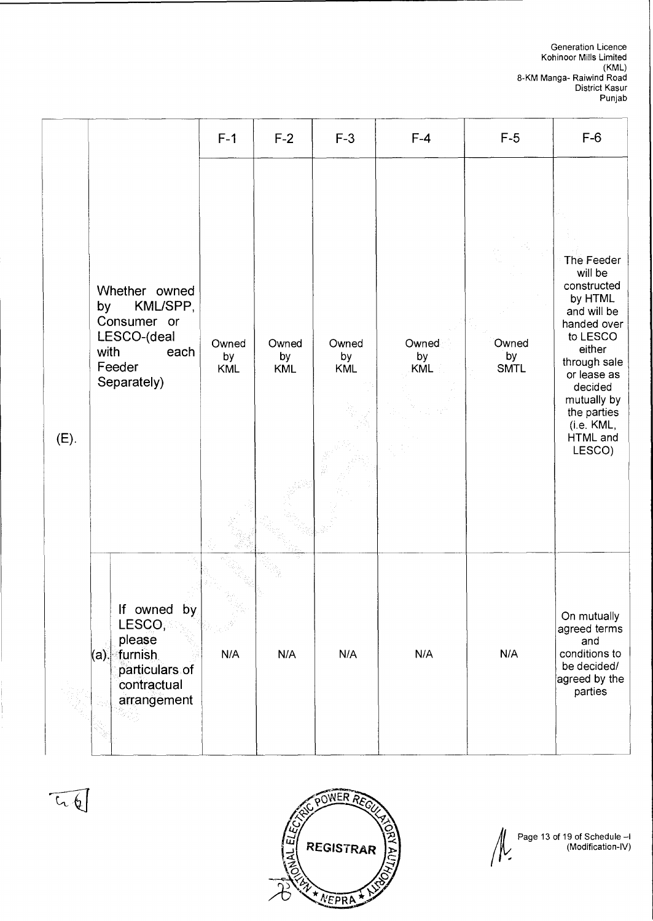| | | | F-1 | F-2 | F-3 | F-4 | F-5 | F-6 |
|---|---|---|---|---|---|---|---|---|
| (E). | Whether owned by KML/SPP, Consumer or LESCO-(deal with each Feeder Separately) | | Owned by KML | Owned by KML | Owned by KML | Owned by KML | Owned by SMTL | The Feeder will be constructed by HTML and will be handed over to LESCO either through sale or lease as decided mutually by the parties (i.e. KML, HTML and LESCO) |
| | (a). | If owned by LESCO, please furnish particulars of contractual arrangement | N/A | N/A | N/A | N/A | N/A | On mutually agreed terms and conditions to be decided/ agreed by the parties |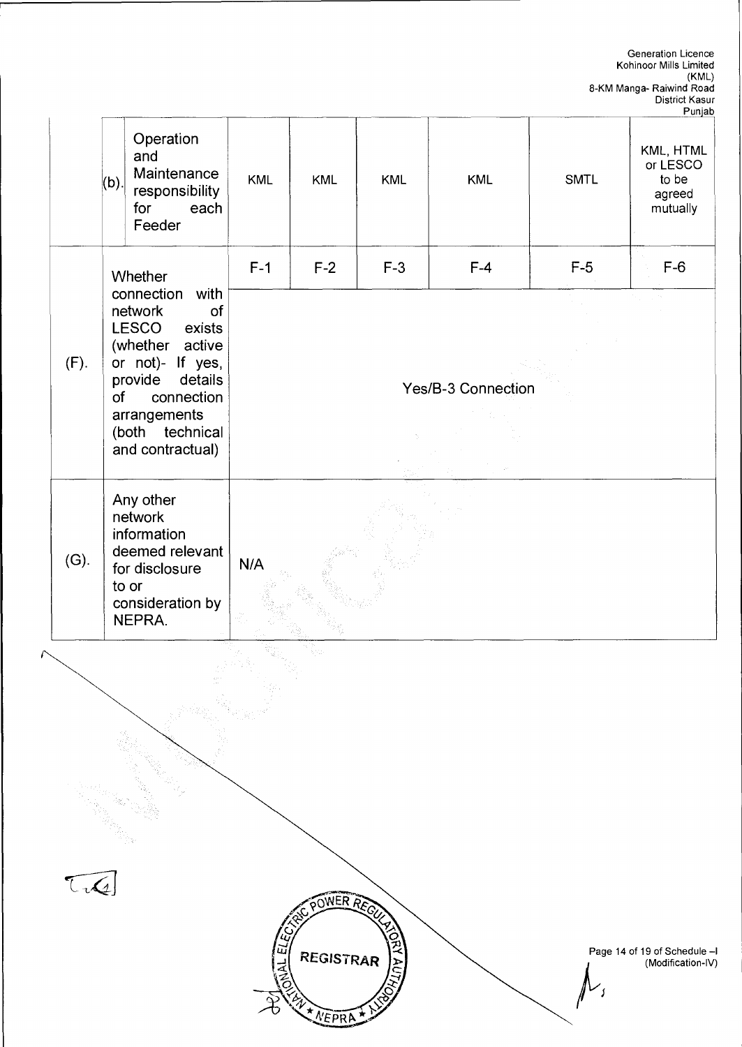|  |  |  |  |  |  |  |  |
|---|---|---|---|---|---|---|---|
|  | (b). Operation and Maintenance responsibility for each Feeder | KML | KML | KML | KML | SMTL | KML, HTML or LESCO to be agreed mutually |
| (F). | Whether connection with network of LESCO exists (whether active or not)- If yes, provide details of connection arrangements (both technical and contractual) | F-1 | F-2 | F-3 | F-4 | F-5 | F-6 |
|  |  | Yes/B-3 Connection | | | | | |
| (G). | Any other network information deemed relevant for disclosure to or consideration by NEPRA. | N/A | | | | | |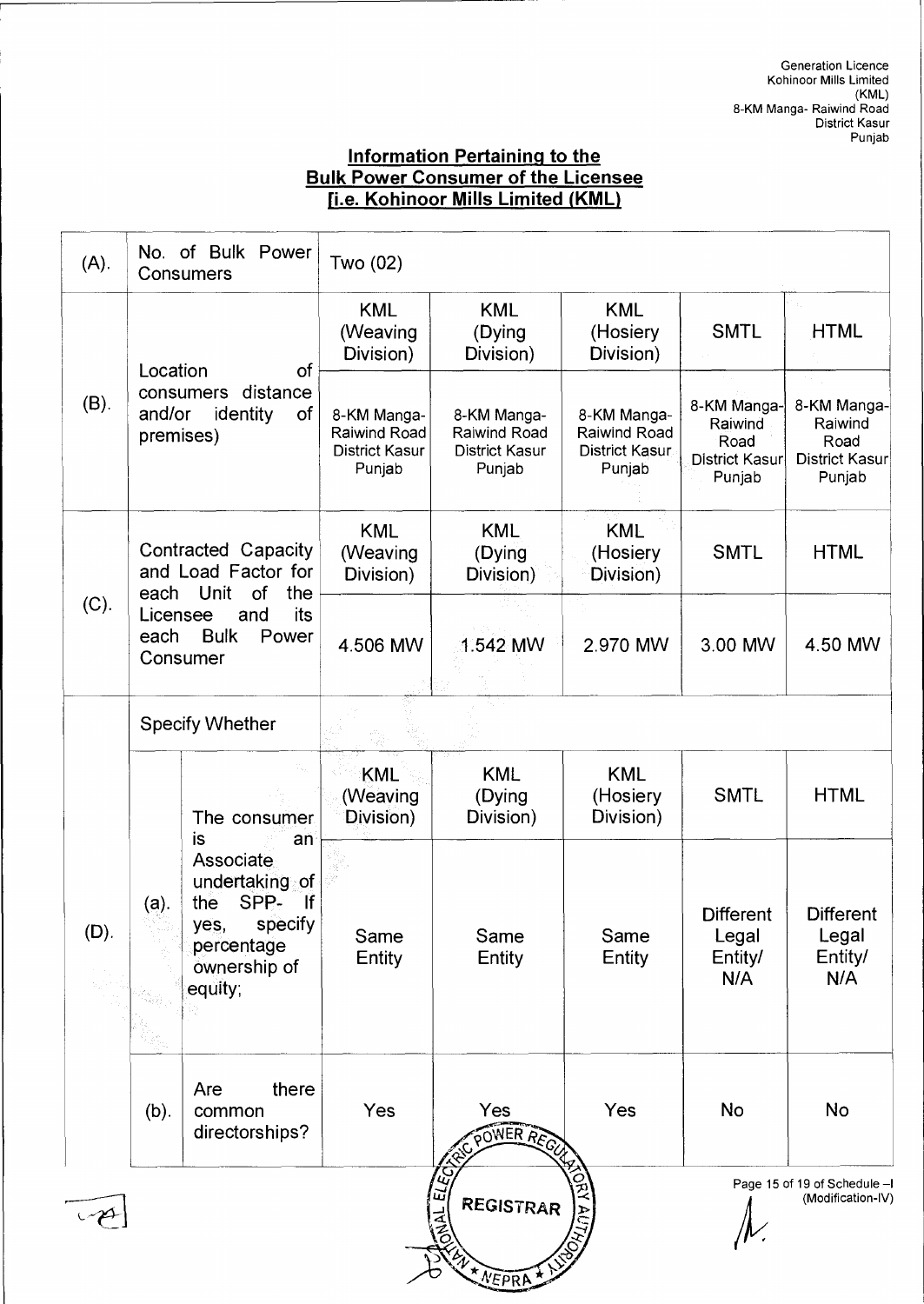## Information Pertaining to the Bulk Power Consumer of the Licensee [i.e. Kohinoor Mills Limited (KML)]

| | | | | | | | |
|---|---|---|---|---|---|---|---|
| (A). | No. of Bulk Power Consumers | | Two (02) | | | | |
| (B). | Location of consumers distance and/or identity of premises) | | KML (Weaving Division) | KML (Dying Division) | KML (Hosiery Division) | SMTL | HTML |
| | | | 8-KM Manga-Raiwind Road District Kasur Punjab | 8-KM Manga-Raiwind Road District Kasur Punjab | 8-KM Manga-Raiwind Road District Kasur Punjab | 8-KM Manga-Raiwind Road District Kasur Punjab | 8-KM Manga-Raiwind Road District Kasur Punjab |
| (C). | Contracted Capacity and Load Factor for each Unit of the Licensee and its each Bulk Power Consumer | | KML (Weaving Division) | KML (Dying Division) | KML (Hosiery Division) | SMTL | HTML |
| | | | 4.506 MW | 1.542 MW | 2.970 MW | 3.00 MW | 4.50 MW |
| (D). | Specify Whether | | | | | | |
| | (a). | The consumer is an Associate undertaking of the SPP- If yes, specify percentage ownership of equity; | KML (Weaving Division) | KML (Dying Division) | KML (Hosiery Division) | SMTL | HTML |
| | | | Same Entity | Same Entity | Same Entity | Different Legal Entity/ N/A | Different Legal Entity/ N/A |
| | (b). | Are there common directorships? | Yes | Yes | Yes | No | No |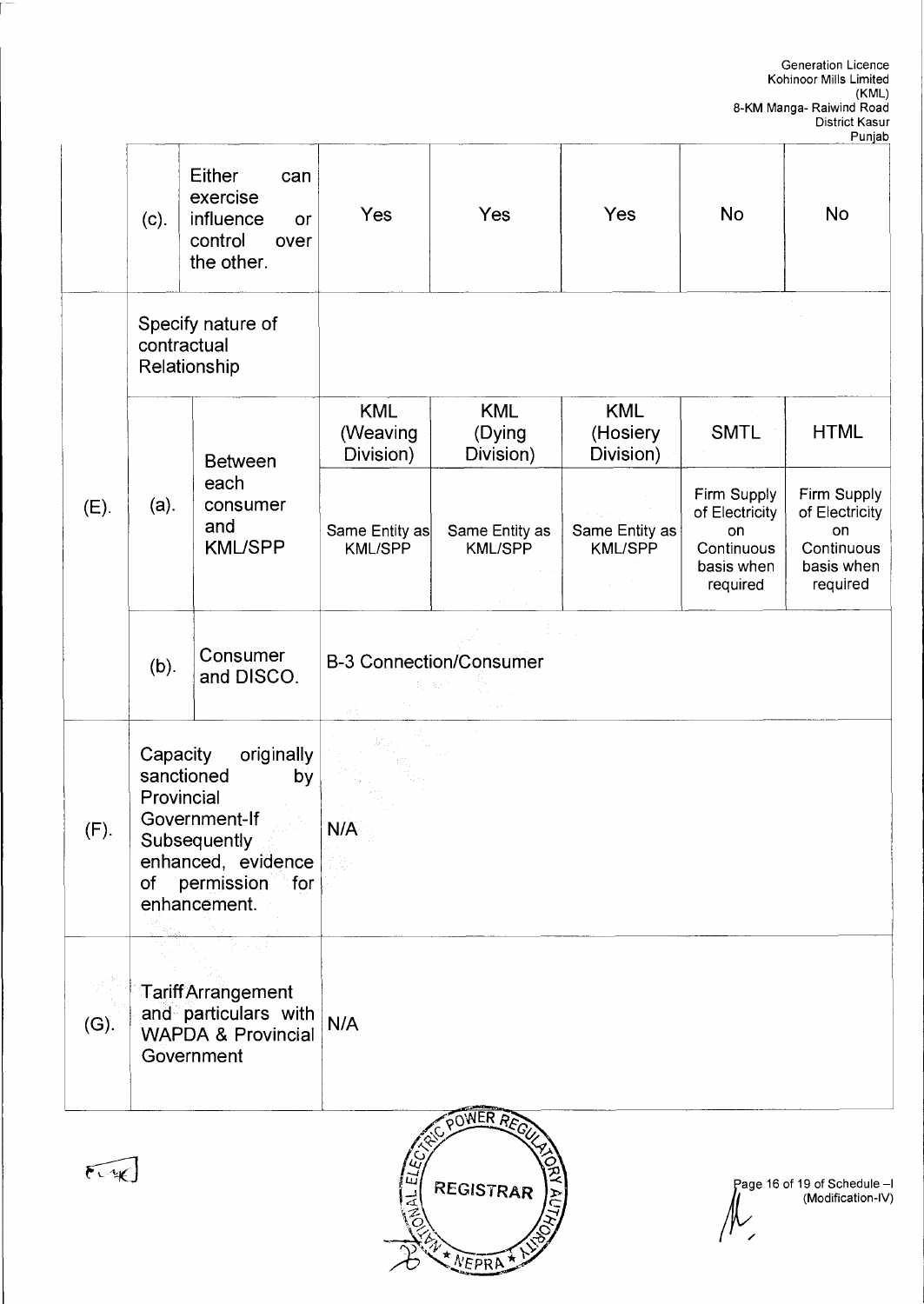| | | | | | | | |
|---|---|---|---|---|---|---|---|
| | (c). | Either can exercise influence or control over the other. | Yes | Yes | Yes | No | No |
| (E). | Specify nature of contractual Relationship | | | | | | |
| | (a). | Between each consumer and KML/SPP | KML (Weaving Division) | KML (Dying Division) | KML (Hosiery Division) | SMTL | HTML |
| | | | Same Entity as KML/SPP | Same Entity as KML/SPP | Same Entity as KML/SPP | Firm Supply of Electricity on Continuous basis when required | Firm Supply of Electricity on Continuous basis when required |
| | (b). | Consumer and DISCO. | B-3 Connection/Consumer | | | | |
| (F). | Capacity originally sanctioned by Provincial Government-If Subsequently enhanced, evidence of permission for enhancement. | | N/A | | | | |
| (G). | Tariff Arrangement and particulars with WAPDA & Provincial Government | | N/A | | | | |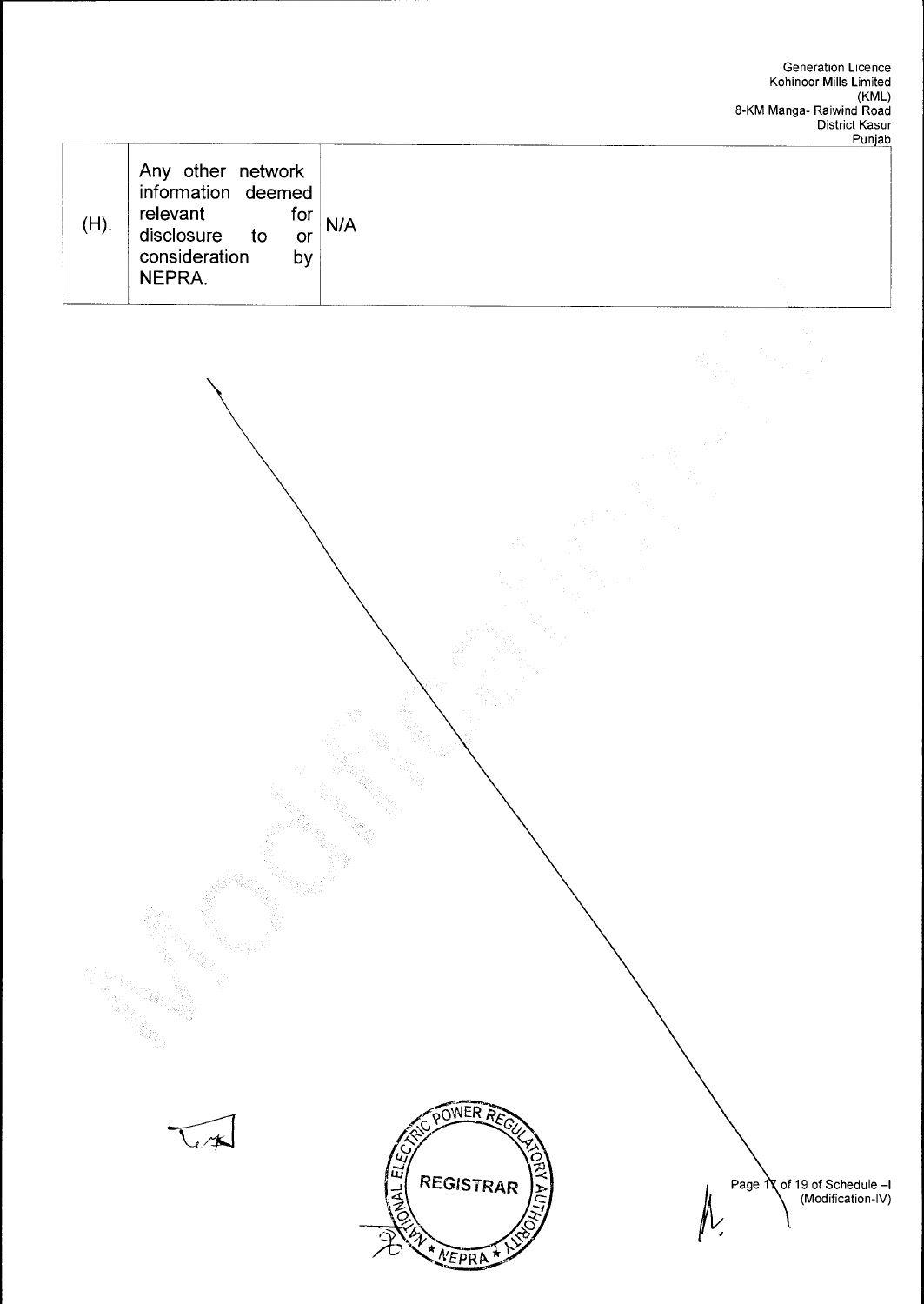| (H). | Any other network information deemed relevant for disclosure to or consideration by NEPRA. | N/A |
|---|---|---|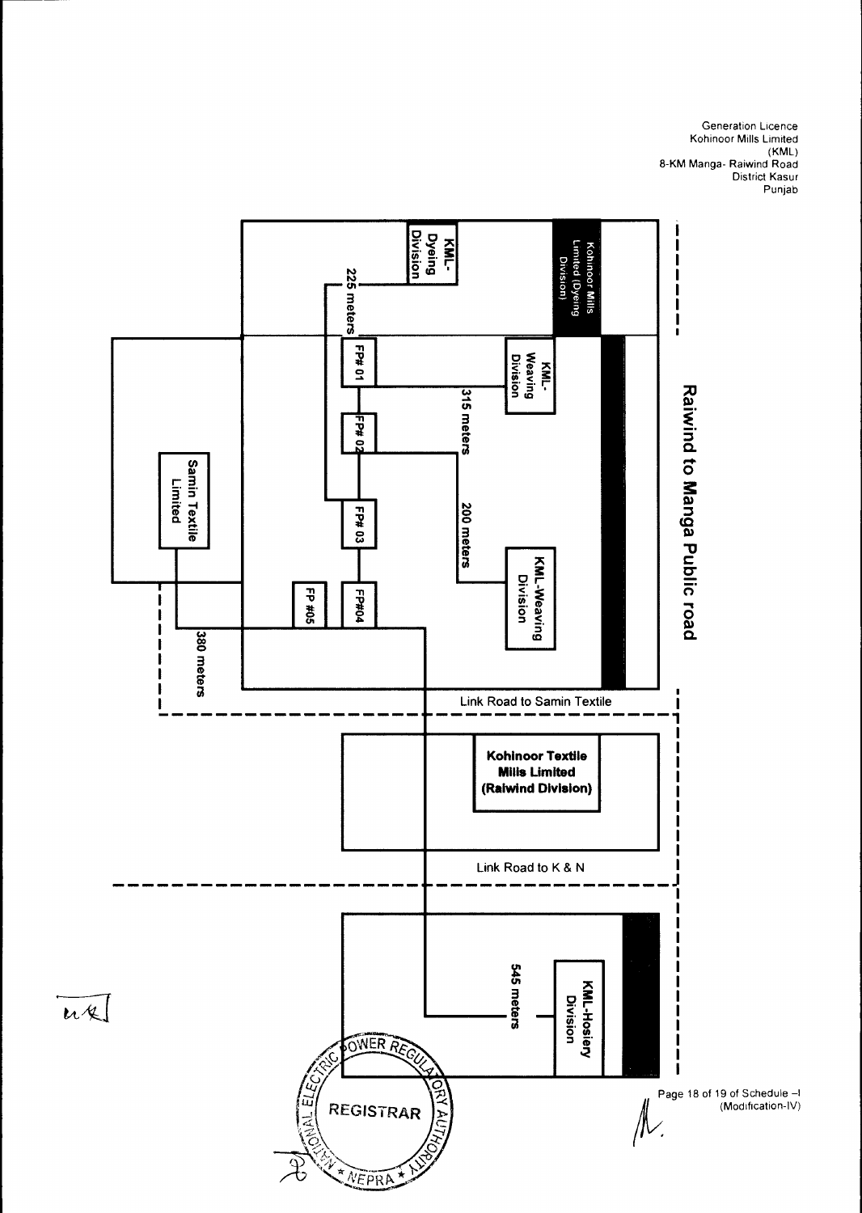Generation Licence
Kohinoor Mills Limited
(KML)
8-KM Manga- Raiwind Road
District Kasur
Punjab

Raiwind to Manga Public road

Kohinoor Mills Limited (Dyeing Division)

KML-Dyeing Division

225 meters

KML-Weaving Division

315 meters

FP# 01

FP# 02

FP# 03

FP#04

FP #05

200 meters

KML-Weaving Division

Samin Textile Limited

380 meters

Link Road to Samin Textile

Kohinoor Textile Mills Limited (Raiwind Division)

Link Road to K & N

545 meters

KML-Hosiery Division

NATIONAL ELECTRIC POWER REGULATORY AUTHORITY
REGISTRAR
NEPRA

Page 18 of 19 of Schedule –I
(Modification-IV)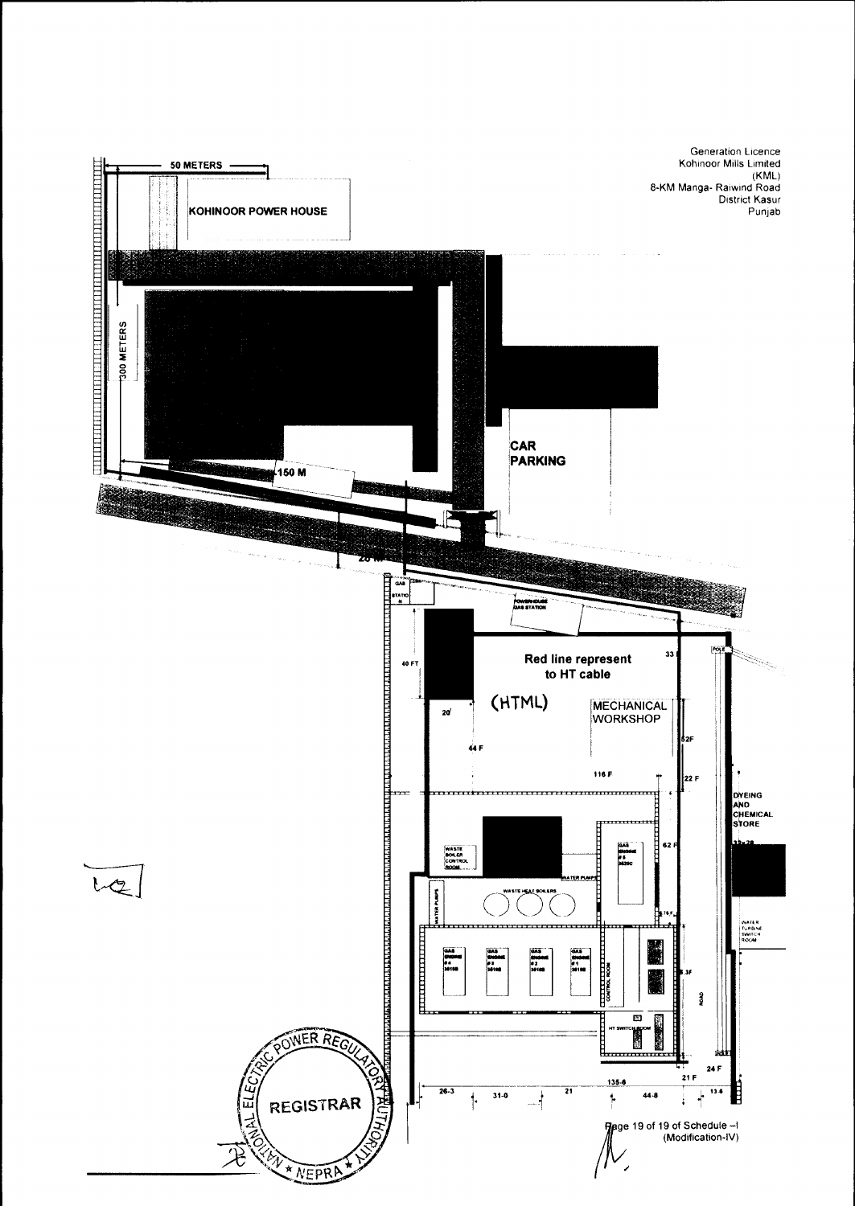Generation Licence
Kohinoor Mills Limited
(KML)
8-KM Manga- Raiwind Road
District Kasur
Punjab

50 METERS

KOHINOOR POWER HOUSE

300 METERS

CAR PARKING

150 M

20 M

GAS STATION

POWERHOUSE GAS STATION

40 FT

Red line represent to HT cable

(HTML)

33

POLE

20'

MECHANICAL WORKSHOP

44 F

62F

116 F

22 F

DYEING AND CHEMICAL STORE

WASTE BOILER CONTROL ROOM

GAS ENGINE # 5 3620C

62 F

WATER PUMPS

WATER PUMPS

WASTE HEAT BOILERS

WATER TURBINE SWITCH ROOM

GAS ENGINE # 4 3616B

GAS ENGINE # 3 3616B

GAS ENGINE # 2 3616B

GAS ENGINE # 1 3616B

CONTROL ROOM

ROAD

HT SWITCH ROOM

24 F

21 F

135-6

26-3

31-0

21

44-8

13-6

NATIONAL ELECTRIC POWER REGULATORY AUTHORITY
REGISTRAR
NEPRA

(Modification-IV)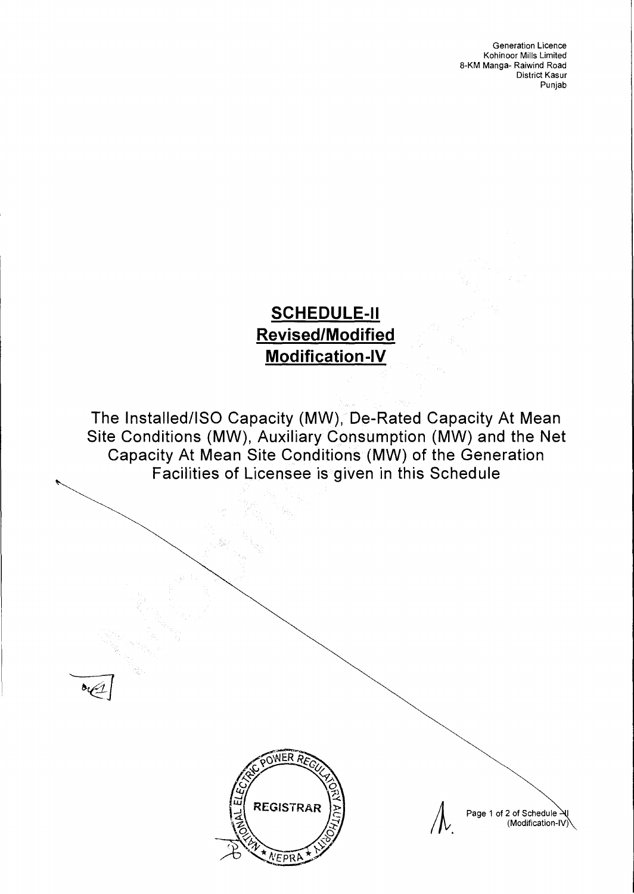Generation Licence
Kohinoor Mills Limited
8-KM Manga- Raiwind Road
District Kasur
Punjab

# SCHEDULE-II
## Revised/Modified
## Modification-IV

The Installed/ISO Capacity (MW), De-Rated Capacity At Mean Site Conditions (MW), Auxiliary Consumption (MW) and the Net Capacity At Mean Site Conditions (MW) of the Generation Facilities of Licensee is given in this Schedule

REGISTRAR
NATIONAL ELECTRIC POWER REGULATORY AUTHORITY
NEPRA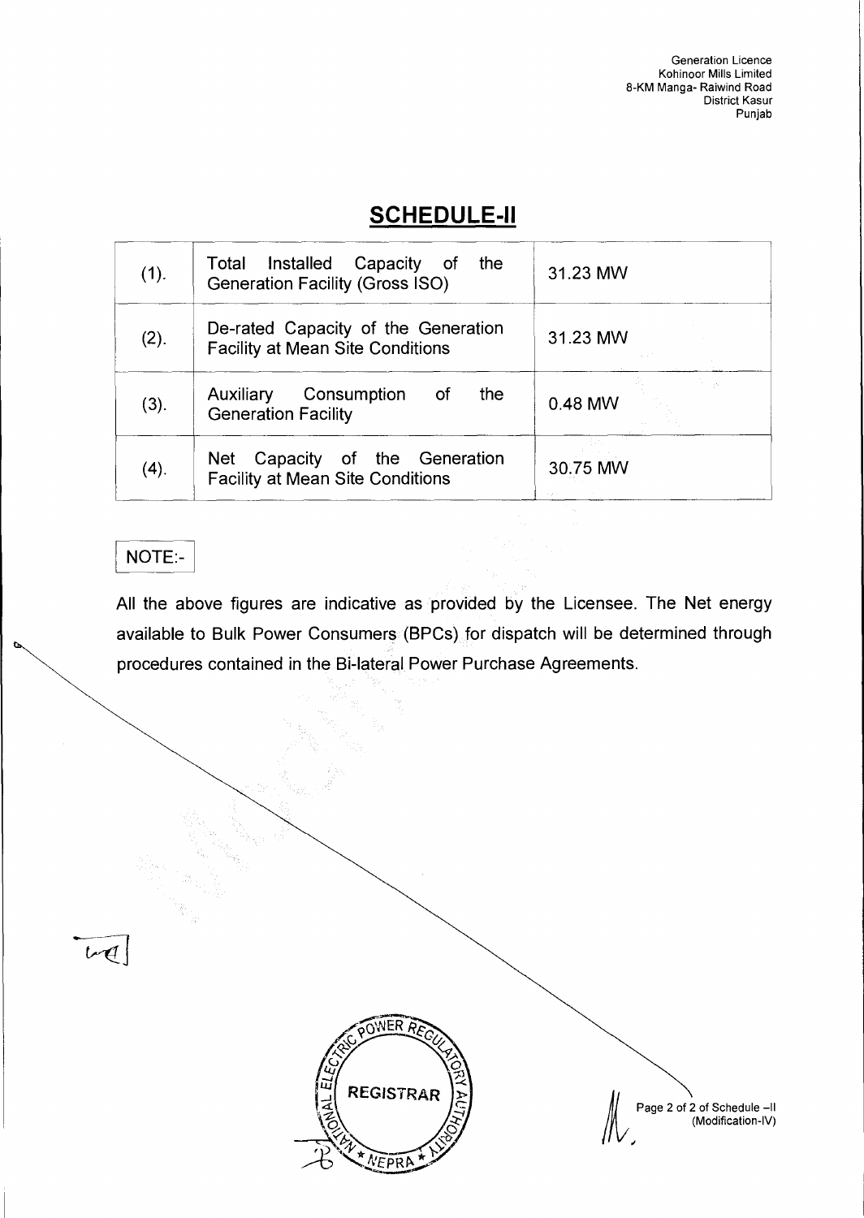# SCHEDULE-II

| | | |
|---|---|---|
| (1). | Total Installed Capacity of the Generation Facility (Gross ISO) | 31.23 MW |
| (2). | De-rated Capacity of the Generation Facility at Mean Site Conditions | 31.23 MW |
| (3). | Auxiliary Consumption of the Generation Facility | 0.48 MW |
| (4). | Net Capacity of the Generation Facility at Mean Site Conditions | 30.75 MW |

NOTE:-

All the above figures are indicative as provided by the Licensee. The Net energy available to Bulk Power Consumers (BPCs) for dispatch will be determined through procedures contained in the Bi-lateral Power Purchase Agreements.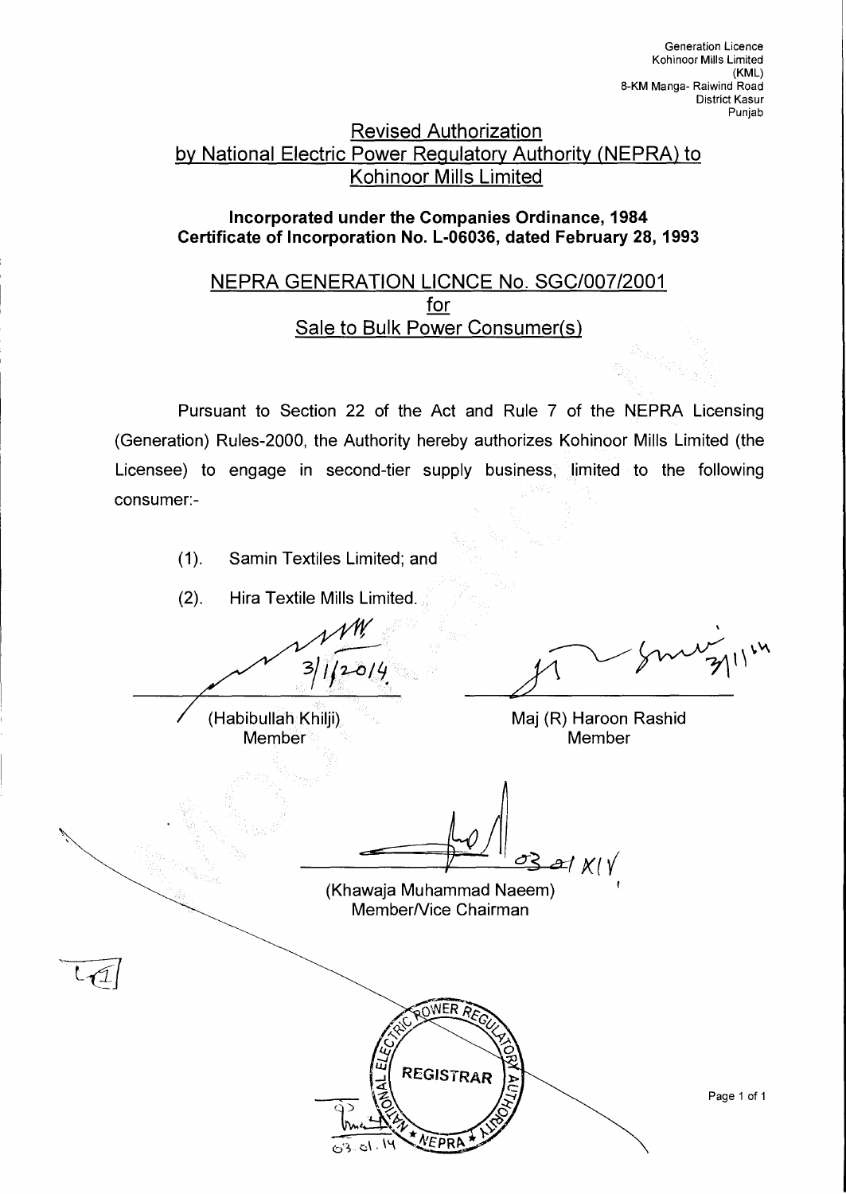Generation Licence
Kohinoor Mills Limited
(KML)
8-KM Manga- Raiwind Road
District Kasur
Punjab

# Revised Authorization by National Electric Power Regulatory Authority (NEPRA) to Kohinoor Mills Limited

**Incorporated under the Companies Ordinance, 1984**
**Certificate of Incorporation No. L-06036, dated February 28, 1993**

## NEPRA GENERATION LICNCE No. SGC/007/2001 for Sale to Bulk Power Consumer(s)

Pursuant to Section 22 of the Act and Rule 7 of the NEPRA Licensing (Generation) Rules-2000, the Authority hereby authorizes Kohinoor Mills Limited (the Licensee) to engage in second-tier supply business, limited to the following consumer:-

(1). Samin Textiles Limited; and

(2). Hira Textile Mills Limited.

3/1/2014

(Habibullah Khilji)
Member

3/1/14

Maj (R) Haroon Rashid
Member

03 01 XIV

(Khawaja Muhammad Naeem)
Member/Vice Chairman

REGISTRAR
NATIONAL ELECTRIC POWER REGULATORY AUTHORITY
NEPRA

03.01.14